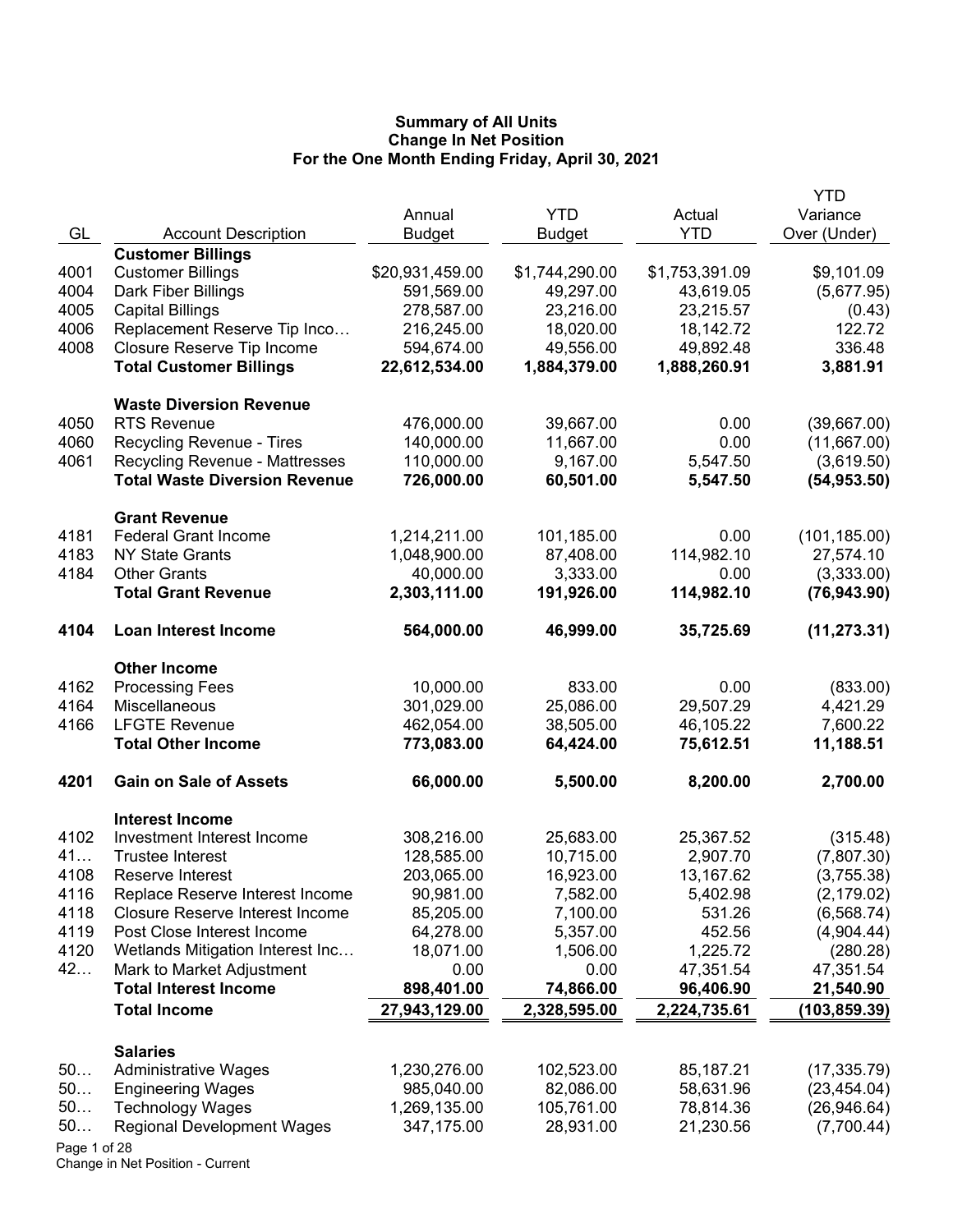**Summary of All Units**
**Change In Net Position**
**For the One Month Ending Friday, April 30, 2021**

| GL | Account Description | Annual Budget | YTD Budget | Actual YTD | YTD Variance Over (Under) |
|---|---|---|---|---|---|
| | **Customer Billings** | | | | |
| 4001 | Customer Billings | $20,931,459.00 | $1,744,290.00 | $1,753,391.09 | $9,101.09 |
| 4004 | Dark Fiber Billings | 591,569.00 | 49,297.00 | 43,619.05 | (5,677.95) |
| 4005 | Capital Billings | 278,587.00 | 23,216.00 | 23,215.57 | (0.43) |
| 4006 | Replacement Reserve Tip Inco… | 216,245.00 | 18,020.00 | 18,142.72 | 122.72 |
| 4008 | Closure Reserve Tip Income | 594,674.00 | 49,556.00 | 49,892.48 | 336.48 |
| | **Total Customer Billings** | **22,612,534.00** | **1,884,379.00** | **1,888,260.91** | **3,881.91** |
| | **Waste Diversion Revenue** | | | | |
| 4050 | RTS Revenue | 476,000.00 | 39,667.00 | 0.00 | (39,667.00) |
| 4060 | Recycling Revenue - Tires | 140,000.00 | 11,667.00 | 0.00 | (11,667.00) |
| 4061 | Recycling Revenue - Mattresses | 110,000.00 | 9,167.00 | 5,547.50 | (3,619.50) |
| | **Total Waste Diversion Revenue** | **726,000.00** | **60,501.00** | **5,547.50** | **(54,953.50)** |
| | **Grant Revenue** | | | | |
| 4181 | Federal Grant Income | 1,214,211.00 | 101,185.00 | 0.00 | (101,185.00) |
| 4183 | NY State Grants | 1,048,900.00 | 87,408.00 | 114,982.10 | 27,574.10 |
| 4184 | Other Grants | 40,000.00 | 3,333.00 | 0.00 | (3,333.00) |
| | **Total Grant Revenue** | **2,303,111.00** | **191,926.00** | **114,982.10** | **(76,943.90)** |
| **4104** | **Loan Interest Income** | **564,000.00** | **46,999.00** | **35,725.69** | **(11,273.31)** |
| | **Other Income** | | | | |
| 4162 | Processing Fees | 10,000.00 | 833.00 | 0.00 | (833.00) |
| 4164 | Miscellaneous | 301,029.00 | 25,086.00 | 29,507.29 | 4,421.29 |
| 4166 | LFGTE Revenue | 462,054.00 | 38,505.00 | 46,105.22 | 7,600.22 |
| | **Total Other Income** | **773,083.00** | **64,424.00** | **75,612.51** | **11,188.51** |
| **4201** | **Gain on Sale of Assets** | **66,000.00** | **5,500.00** | **8,200.00** | **2,700.00** |
| | **Interest Income** | | | | |
| 4102 | Investment Interest Income | 308,216.00 | 25,683.00 | 25,367.52 | (315.48) |
| 41… | Trustee Interest | 128,585.00 | 10,715.00 | 2,907.70 | (7,807.30) |
| 4108 | Reserve Interest | 203,065.00 | 16,923.00 | 13,167.62 | (3,755.38) |
| 4116 | Replace Reserve Interest Income | 90,981.00 | 7,582.00 | 5,402.98 | (2,179.02) |
| 4118 | Closure Reserve Interest Income | 85,205.00 | 7,100.00 | 531.26 | (6,568.74) |
| 4119 | Post Close Interest Income | 64,278.00 | 5,357.00 | 452.56 | (4,904.44) |
| 4120 | Wetlands Mitigation Interest Inc… | 18,071.00 | 1,506.00 | 1,225.72 | (280.28) |
| 42… | Mark to Market Adjustment | 0.00 | 0.00 | 47,351.54 | 47,351.54 |
| | **Total Interest Income** | **898,401.00** | **74,866.00** | **96,406.90** | **21,540.90** |
| | **Total Income** | **27,943,129.00** | **2,328,595.00** | **2,224,735.61** | **(103,859.39)** |
| | **Salaries** | | | | |
| 50… | Administrative Wages | 1,230,276.00 | 102,523.00 | 85,187.21 | (17,335.79) |
| 50… | Engineering Wages | 985,040.00 | 82,086.00 | 58,631.96 | (23,454.04) |
| 50… | Technology Wages | 1,269,135.00 | 105,761.00 | 78,814.36 | (26,946.64) |
| 50… | Regional Development Wages | 347,175.00 | 28,931.00 | 21,230.56 | (7,700.44) |

Change in Net Position - Current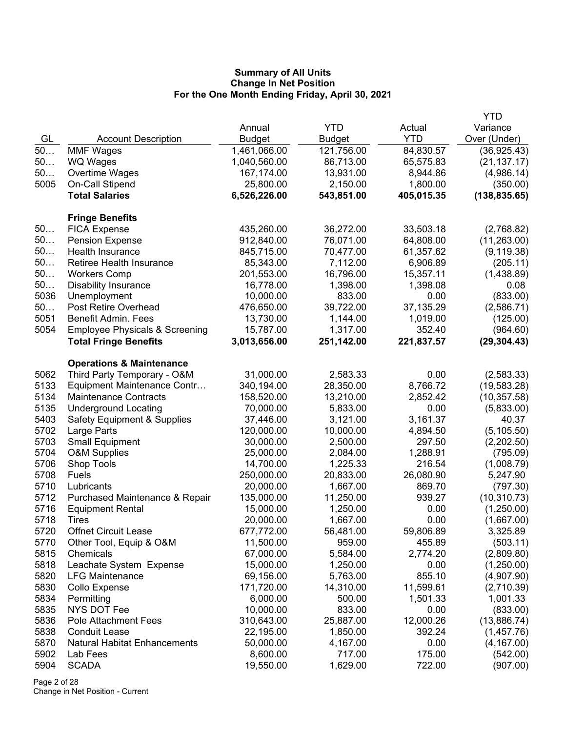# Summary of All Units
## Change In Net Position
### For the One Month Ending Friday, April 30, 2021

| GL | Account Description | Annual Budget | YTD Budget | Actual YTD | YTD Variance Over (Under) |
|---|---|---|---|---|---|
| 50… | MMF Wages | 1,461,066.00 | 121,756.00 | 84,830.57 | (36,925.43) |
| 50… | WQ Wages | 1,040,560.00 | 86,713.00 | 65,575.83 | (21,137.17) |
| 50… | Overtime Wages | 167,174.00 | 13,931.00 | 8,944.86 | (4,986.14) |
| 5005 | On-Call Stipend | 25,800.00 | 2,150.00 | 1,800.00 | (350.00) |
| | **Total Salaries** | **6,526,226.00** | **543,851.00** | **405,015.35** | **(138,835.65)** |
| | **Fringe Benefits** | | | | |
| 50… | FICA Expense | 435,260.00 | 36,272.00 | 33,503.18 | (2,768.82) |
| 50… | Pension Expense | 912,840.00 | 76,071.00 | 64,808.00 | (11,263.00) |
| 50… | Health Insurance | 845,715.00 | 70,477.00 | 61,357.62 | (9,119.38) |
| 50… | Retiree Health Insurance | 85,343.00 | 7,112.00 | 6,906.89 | (205.11) |
| 50… | Workers Comp | 201,553.00 | 16,796.00 | 15,357.11 | (1,438.89) |
| 50… | Disability Insurance | 16,778.00 | 1,398.00 | 1,398.08 | 0.08 |
| 5036 | Unemployment | 10,000.00 | 833.00 | 0.00 | (833.00) |
| 50… | Post Retire Overhead | 476,650.00 | 39,722.00 | 37,135.29 | (2,586.71) |
| 5051 | Benefit Admin. Fees | 13,730.00 | 1,144.00 | 1,019.00 | (125.00) |
| 5054 | Employee Physicals & Screening | 15,787.00 | 1,317.00 | 352.40 | (964.60) |
| | **Total Fringe Benefits** | **3,013,656.00** | **251,142.00** | **221,837.57** | **(29,304.43)** |
| | **Operations & Maintenance** | | | | |
| 5062 | Third Party Temporary - O&M | 31,000.00 | 2,583.33 | 0.00 | (2,583.33) |
| 5133 | Equipment Maintenance Contr… | 340,194.00 | 28,350.00 | 8,766.72 | (19,583.28) |
| 5134 | Maintenance Contracts | 158,520.00 | 13,210.00 | 2,852.42 | (10,357.58) |
| 5135 | Underground Locating | 70,000.00 | 5,833.00 | 0.00 | (5,833.00) |
| 5403 | Safety Equipment & Supplies | 37,446.00 | 3,121.00 | 3,161.37 | 40.37 |
| 5702 | Large Parts | 120,000.00 | 10,000.00 | 4,894.50 | (5,105.50) |
| 5703 | Small Equipment | 30,000.00 | 2,500.00 | 297.50 | (2,202.50) |
| 5704 | O&M Supplies | 25,000.00 | 2,084.00 | 1,288.91 | (795.09) |
| 5706 | Shop Tools | 14,700.00 | 1,225.33 | 216.54 | (1,008.79) |
| 5708 | Fuels | 250,000.00 | 20,833.00 | 26,080.90 | 5,247.90 |
| 5710 | Lubricants | 20,000.00 | 1,667.00 | 869.70 | (797.30) |
| 5712 | Purchased Maintenance & Repair | 135,000.00 | 11,250.00 | 939.27 | (10,310.73) |
| 5716 | Equipment Rental | 15,000.00 | 1,250.00 | 0.00 | (1,250.00) |
| 5718 | Tires | 20,000.00 | 1,667.00 | 0.00 | (1,667.00) |
| 5720 | Offnet Circuit Lease | 677,772.00 | 56,481.00 | 59,806.89 | 3,325.89 |
| 5770 | Other Tool, Equip & O&M | 11,500.00 | 959.00 | 455.89 | (503.11) |
| 5815 | Chemicals | 67,000.00 | 5,584.00 | 2,774.20 | (2,809.80) |
| 5818 | Leachate System Expense | 15,000.00 | 1,250.00 | 0.00 | (1,250.00) |
| 5820 | LFG Maintenance | 69,156.00 | 5,763.00 | 855.10 | (4,907.90) |
| 5830 | Collo Expense | 171,720.00 | 14,310.00 | 11,599.61 | (2,710.39) |
| 5834 | Permitting | 6,000.00 | 500.00 | 1,501.33 | 1,001.33 |
| 5835 | NYS DOT Fee | 10,000.00 | 833.00 | 0.00 | (833.00) |
| 5836 | Pole Attachment Fees | 310,643.00 | 25,887.00 | 12,000.26 | (13,886.74) |
| 5838 | Conduit Lease | 22,195.00 | 1,850.00 | 392.24 | (1,457.76) |
| 5870 | Natural Habitat Enhancements | 50,000.00 | 4,167.00 | 0.00 | (4,167.00) |
| 5902 | Lab Fees | 8,600.00 | 717.00 | 175.00 | (542.00) |
| 5904 | SCADA | 19,550.00 | 1,629.00 | 722.00 | (907.00) |

Change in Net Position - Current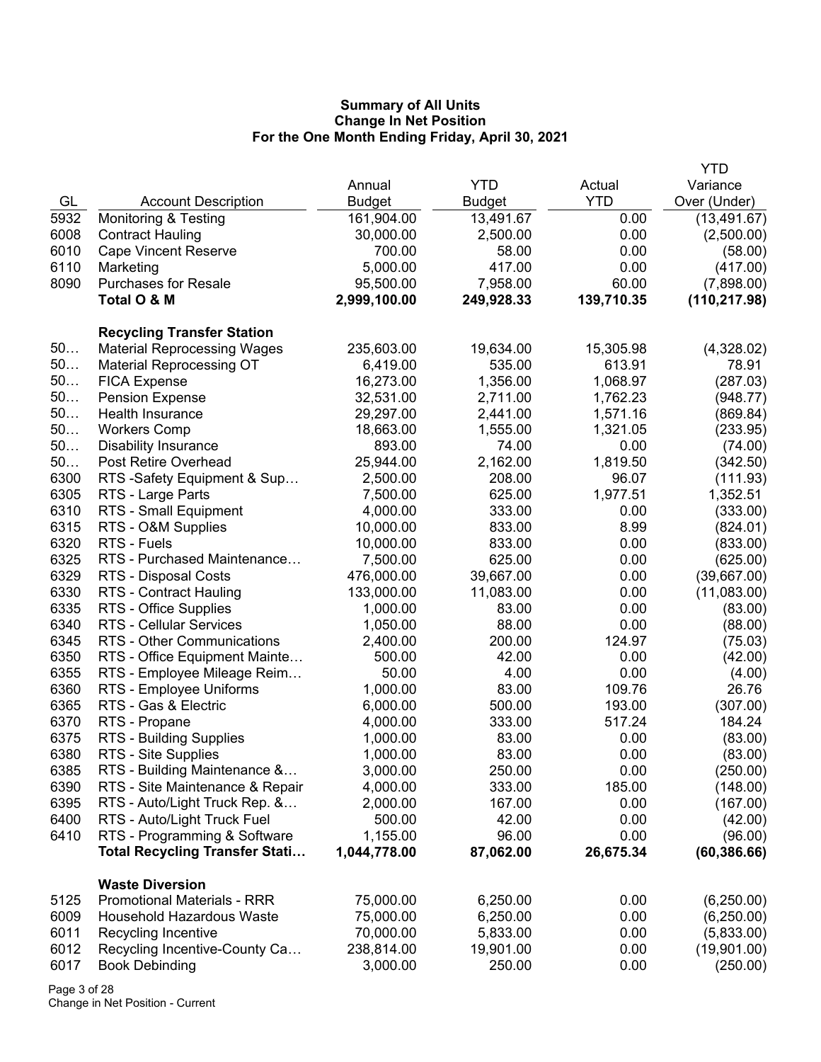**Summary of All Units**
**Change In Net Position**
**For the One Month Ending Friday, April 30, 2021**

| GL | Account Description | Annual Budget | YTD Budget | Actual YTD | YTD Variance Over (Under) |
|---|---|---|---|---|---|
| 5932 | Monitoring & Testing | 161,904.00 | 13,491.67 | 0.00 | (13,491.67) |
| 6008 | Contract Hauling | 30,000.00 | 2,500.00 | 0.00 | (2,500.00) |
| 6010 | Cape Vincent Reserve | 700.00 | 58.00 | 0.00 | (58.00) |
| 6110 | Marketing | 5,000.00 | 417.00 | 0.00 | (417.00) |
| 8090 | Purchases for Resale | 95,500.00 | 7,958.00 | 60.00 | (7,898.00) |
| | **Total O & M** | **2,999,100.00** | **249,928.33** | **139,710.35** | **(110,217.98)** |
| | **Recycling Transfer Station** | | | | |
| 50… | Material Reprocessing Wages | 235,603.00 | 19,634.00 | 15,305.98 | (4,328.02) |
| 50… | Material Reprocessing OT | 6,419.00 | 535.00 | 613.91 | 78.91 |
| 50… | FICA Expense | 16,273.00 | 1,356.00 | 1,068.97 | (287.03) |
| 50… | Pension Expense | 32,531.00 | 2,711.00 | 1,762.23 | (948.77) |
| 50… | Health Insurance | 29,297.00 | 2,441.00 | 1,571.16 | (869.84) |
| 50… | Workers Comp | 18,663.00 | 1,555.00 | 1,321.05 | (233.95) |
| 50… | Disability Insurance | 893.00 | 74.00 | 0.00 | (74.00) |
| 50… | Post Retire Overhead | 25,944.00 | 2,162.00 | 1,819.50 | (342.50) |
| 6300 | RTS -Safety Equipment & Sup… | 2,500.00 | 208.00 | 96.07 | (111.93) |
| 6305 | RTS - Large Parts | 7,500.00 | 625.00 | 1,977.51 | 1,352.51 |
| 6310 | RTS - Small Equipment | 4,000.00 | 333.00 | 0.00 | (333.00) |
| 6315 | RTS - O&M Supplies | 10,000.00 | 833.00 | 8.99 | (824.01) |
| 6320 | RTS - Fuels | 10,000.00 | 833.00 | 0.00 | (833.00) |
| 6325 | RTS - Purchased Maintenance… | 7,500.00 | 625.00 | 0.00 | (625.00) |
| 6329 | RTS - Disposal Costs | 476,000.00 | 39,667.00 | 0.00 | (39,667.00) |
| 6330 | RTS - Contract Hauling | 133,000.00 | 11,083.00 | 0.00 | (11,083.00) |
| 6335 | RTS - Office Supplies | 1,000.00 | 83.00 | 0.00 | (83.00) |
| 6340 | RTS - Cellular Services | 1,050.00 | 88.00 | 0.00 | (88.00) |
| 6345 | RTS - Other Communications | 2,400.00 | 200.00 | 124.97 | (75.03) |
| 6350 | RTS - Office Equipment Mainte… | 500.00 | 42.00 | 0.00 | (42.00) |
| 6355 | RTS - Employee Mileage Reim… | 50.00 | 4.00 | 0.00 | (4.00) |
| 6360 | RTS - Employee Uniforms | 1,000.00 | 83.00 | 109.76 | 26.76 |
| 6365 | RTS - Gas & Electric | 6,000.00 | 500.00 | 193.00 | (307.00) |
| 6370 | RTS - Propane | 4,000.00 | 333.00 | 517.24 | 184.24 |
| 6375 | RTS - Building Supplies | 1,000.00 | 83.00 | 0.00 | (83.00) |
| 6380 | RTS - Site Supplies | 1,000.00 | 83.00 | 0.00 | (83.00) |
| 6385 | RTS - Building Maintenance &… | 3,000.00 | 250.00 | 0.00 | (250.00) |
| 6390 | RTS - Site Maintenance & Repair | 4,000.00 | 333.00 | 185.00 | (148.00) |
| 6395 | RTS - Auto/Light Truck Rep. &… | 2,000.00 | 167.00 | 0.00 | (167.00) |
| 6400 | RTS - Auto/Light Truck Fuel | 500.00 | 42.00 | 0.00 | (42.00) |
| 6410 | RTS - Programming & Software | 1,155.00 | 96.00 | 0.00 | (96.00) |
| | **Total Recycling Transfer Stati…** | **1,044,778.00** | **87,062.00** | **26,675.34** | **(60,386.66)** |
| | **Waste Diversion** | | | | |
| 5125 | Promotional Materials - RRR | 75,000.00 | 6,250.00 | 0.00 | (6,250.00) |
| 6009 | Household Hazardous Waste | 75,000.00 | 6,250.00 | 0.00 | (6,250.00) |
| 6011 | Recycling Incentive | 70,000.00 | 5,833.00 | 0.00 | (5,833.00) |
| 6012 | Recycling Incentive-County Ca… | 238,814.00 | 19,901.00 | 0.00 | (19,901.00) |
| 6017 | Book Debinding | 3,000.00 | 250.00 | 0.00 | (250.00) |

Change in Net Position - Current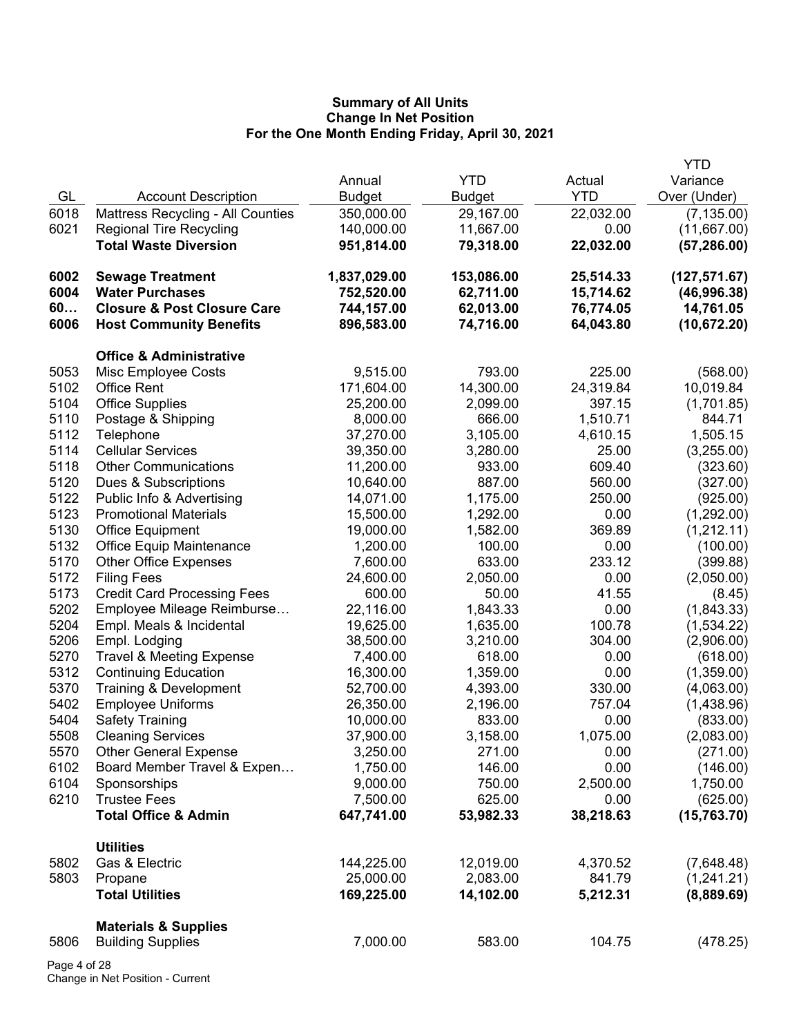## Summary of All Units
## Change In Net Position
## For the One Month Ending Friday, April 30, 2021

| GL | Account Description | Annual Budget | YTD Budget | Actual YTD | YTD Variance Over (Under) |
|---|---|---|---|---|---|
| 6018 | Mattress Recycling - All Counties | 350,000.00 | 29,167.00 | 22,032.00 | (7,135.00) |
| 6021 | Regional Tire Recycling | 140,000.00 | 11,667.00 | 0.00 | (11,667.00) |
| | **Total Waste Diversion** | **951,814.00** | **79,318.00** | **22,032.00** | **(57,286.00)** |
| | | | | | |
| **6002** | **Sewage Treatment** | **1,837,029.00** | **153,086.00** | **25,514.33** | **(127,571.67)** |
| **6004** | **Water Purchases** | **752,520.00** | **62,711.00** | **15,714.62** | **(46,996.38)** |
| **60…** | **Closure & Post Closure Care** | **744,157.00** | **62,013.00** | **76,774.05** | **14,761.05** |
| **6006** | **Host Community Benefits** | **896,583.00** | **74,716.00** | **64,043.80** | **(10,672.20)** |
| | | | | | |
| | **Office & Administrative** | | | | |
| 5053 | Misc Employee Costs | 9,515.00 | 793.00 | 225.00 | (568.00) |
| 5102 | Office Rent | 171,604.00 | 14,300.00 | 24,319.84 | 10,019.84 |
| 5104 | Office Supplies | 25,200.00 | 2,099.00 | 397.15 | (1,701.85) |
| 5110 | Postage & Shipping | 8,000.00 | 666.00 | 1,510.71 | 844.71 |
| 5112 | Telephone | 37,270.00 | 3,105.00 | 4,610.15 | 1,505.15 |
| 5114 | Cellular Services | 39,350.00 | 3,280.00 | 25.00 | (3,255.00) |
| 5118 | Other Communications | 11,200.00 | 933.00 | 609.40 | (323.60) |
| 5120 | Dues & Subscriptions | 10,640.00 | 887.00 | 560.00 | (327.00) |
| 5122 | Public Info & Advertising | 14,071.00 | 1,175.00 | 250.00 | (925.00) |
| 5123 | Promotional Materials | 15,500.00 | 1,292.00 | 0.00 | (1,292.00) |
| 5130 | Office Equipment | 19,000.00 | 1,582.00 | 369.89 | (1,212.11) |
| 5132 | Office Equip Maintenance | 1,200.00 | 100.00 | 0.00 | (100.00) |
| 5170 | Other Office Expenses | 7,600.00 | 633.00 | 233.12 | (399.88) |
| 5172 | Filing Fees | 24,600.00 | 2,050.00 | 0.00 | (2,050.00) |
| 5173 | Credit Card Processing Fees | 600.00 | 50.00 | 41.55 | (8.45) |
| 5202 | Employee Mileage Reimburse… | 22,116.00 | 1,843.33 | 0.00 | (1,843.33) |
| 5204 | Empl. Meals & Incidental | 19,625.00 | 1,635.00 | 100.78 | (1,534.22) |
| 5206 | Empl. Lodging | 38,500.00 | 3,210.00 | 304.00 | (2,906.00) |
| 5270 | Travel & Meeting Expense | 7,400.00 | 618.00 | 0.00 | (618.00) |
| 5312 | Continuing Education | 16,300.00 | 1,359.00 | 0.00 | (1,359.00) |
| 5370 | Training & Development | 52,700.00 | 4,393.00 | 330.00 | (4,063.00) |
| 5402 | Employee Uniforms | 26,350.00 | 2,196.00 | 757.04 | (1,438.96) |
| 5404 | Safety Training | 10,000.00 | 833.00 | 0.00 | (833.00) |
| 5508 | Cleaning Services | 37,900.00 | 3,158.00 | 1,075.00 | (2,083.00) |
| 5570 | Other General Expense | 3,250.00 | 271.00 | 0.00 | (271.00) |
| 6102 | Board Member Travel & Expen… | 1,750.00 | 146.00 | 0.00 | (146.00) |
| 6104 | Sponsorships | 9,000.00 | 750.00 | 2,500.00 | 1,750.00 |
| 6210 | Trustee Fees | 7,500.00 | 625.00 | 0.00 | (625.00) |
| | **Total Office & Admin** | **647,741.00** | **53,982.33** | **38,218.63** | **(15,763.70)** |
| | | | | | |
| | **Utilities** | | | | |
| 5802 | Gas & Electric | 144,225.00 | 12,019.00 | 4,370.52 | (7,648.48) |
| 5803 | Propane | 25,000.00 | 2,083.00 | 841.79 | (1,241.21) |
| | **Total Utilities** | **169,225.00** | **14,102.00** | **5,212.31** | **(8,889.69)** |
| | | | | | |
| | **Materials & Supplies** | | | | |
| 5806 | Building Supplies | 7,000.00 | 583.00 | 104.75 | (478.25) |

Change in Net Position - Current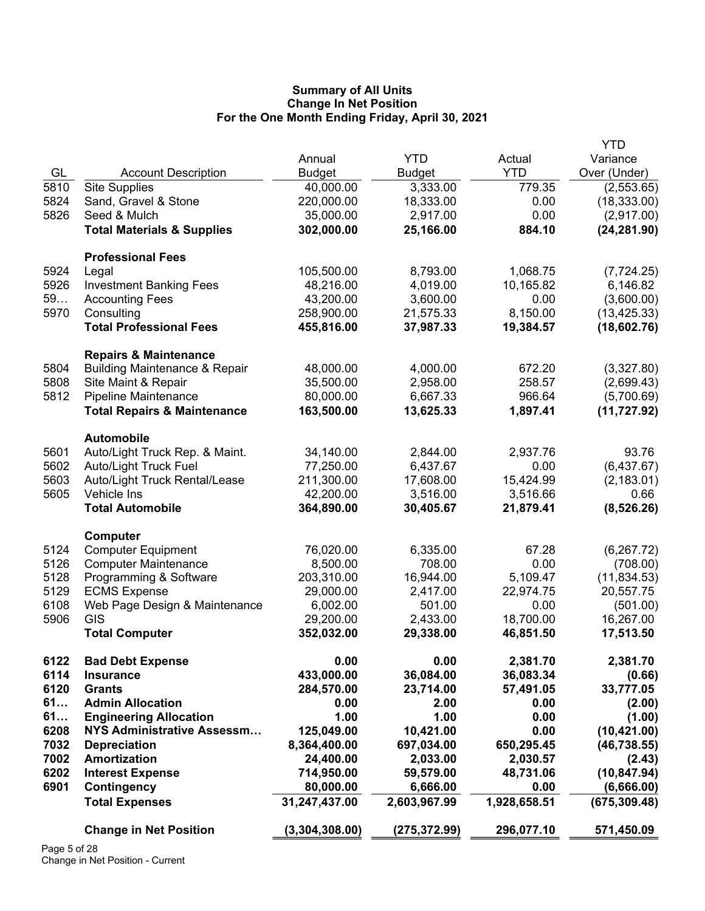**Summary of All Units**
**Change In Net Position**
**For the One Month Ending Friday, April 30, 2021**

| GL | Account Description | Annual Budget | YTD Budget | Actual YTD | YTD Variance Over (Under) |
|---|---|---|---|---|---|
| 5810 | Site Supplies | 40,000.00 | 3,333.00 | 779.35 | (2,553.65) |
| 5824 | Sand, Gravel & Stone | 220,000.00 | 18,333.00 | 0.00 | (18,333.00) |
| 5826 | Seed & Mulch | 35,000.00 | 2,917.00 | 0.00 | (2,917.00) |
| | **Total Materials & Supplies** | **302,000.00** | **25,166.00** | **884.10** | **(24,281.90)** |
| | **Professional Fees** | | | | |
| 5924 | Legal | 105,500.00 | 8,793.00 | 1,068.75 | (7,724.25) |
| 5926 | Investment Banking Fees | 48,216.00 | 4,019.00 | 10,165.82 | 6,146.82 |
| 59… | Accounting Fees | 43,200.00 | 3,600.00 | 0.00 | (3,600.00) |
| 5970 | Consulting | 258,900.00 | 21,575.33 | 8,150.00 | (13,425.33) |
| | **Total Professional Fees** | **455,816.00** | **37,987.33** | **19,384.57** | **(18,602.76)** |
| | **Repairs & Maintenance** | | | | |
| 5804 | Building Maintenance & Repair | 48,000.00 | 4,000.00 | 672.20 | (3,327.80) |
| 5808 | Site Maint & Repair | 35,500.00 | 2,958.00 | 258.57 | (2,699.43) |
| 5812 | Pipeline Maintenance | 80,000.00 | 6,667.33 | 966.64 | (5,700.69) |
| | **Total Repairs & Maintenance** | **163,500.00** | **13,625.33** | **1,897.41** | **(11,727.92)** |
| | **Automobile** | | | | |
| 5601 | Auto/Light Truck Rep. & Maint. | 34,140.00 | 2,844.00 | 2,937.76 | 93.76 |
| 5602 | Auto/Light Truck Fuel | 77,250.00 | 6,437.67 | 0.00 | (6,437.67) |
| 5603 | Auto/Light Truck Rental/Lease | 211,300.00 | 17,608.00 | 15,424.99 | (2,183.01) |
| 5605 | Vehicle Ins | 42,200.00 | 3,516.00 | 3,516.66 | 0.66 |
| | **Total Automobile** | **364,890.00** | **30,405.67** | **21,879.41** | **(8,526.26)** |
| | **Computer** | | | | |
| 5124 | Computer Equipment | 76,020.00 | 6,335.00 | 67.28 | (6,267.72) |
| 5126 | Computer Maintenance | 8,500.00 | 708.00 | 0.00 | (708.00) |
| 5128 | Programming & Software | 203,310.00 | 16,944.00 | 5,109.47 | (11,834.53) |
| 5129 | ECMS Expense | 29,000.00 | 2,417.00 | 22,974.75 | 20,557.75 |
| 6108 | Web Page Design & Maintenance | 6,002.00 | 501.00 | 0.00 | (501.00) |
| 5906 | GIS | 29,200.00 | 2,433.00 | 18,700.00 | 16,267.00 |
| | **Total Computer** | **352,032.00** | **29,338.00** | **46,851.50** | **17,513.50** |
| **6122** | **Bad Debt Expense** | **0.00** | **0.00** | **2,381.70** | **2,381.70** |
| **6114** | **Insurance** | **433,000.00** | **36,084.00** | **36,083.34** | **(0.66)** |
| **6120** | **Grants** | **284,570.00** | **23,714.00** | **57,491.05** | **33,777.05** |
| **61…** | **Admin Allocation** | **0.00** | **2.00** | **0.00** | **(2.00)** |
| **61…** | **Engineering Allocation** | **1.00** | **1.00** | **0.00** | **(1.00)** |
| **6208** | **NYS Administrative Assessm…** | **125,049.00** | **10,421.00** | **0.00** | **(10,421.00)** |
| **7032** | **Depreciation** | **8,364,400.00** | **697,034.00** | **650,295.45** | **(46,738.55)** |
| **7002** | **Amortization** | **24,400.00** | **2,033.00** | **2,030.57** | **(2.43)** |
| **6202** | **Interest Expense** | **714,950.00** | **59,579.00** | **48,731.06** | **(10,847.94)** |
| **6901** | **Contingency** | **80,000.00** | **6,666.00** | **0.00** | **(6,666.00)** |
| | **Total Expenses** | **31,247,437.00** | **2,603,967.99** | **1,928,658.51** | **(675,309.48)** |
| | **Change in Net Position** | **(3,304,308.00)** | **(275,372.99)** | **296,077.10** | **571,450.09** |

Change in Net Position - Current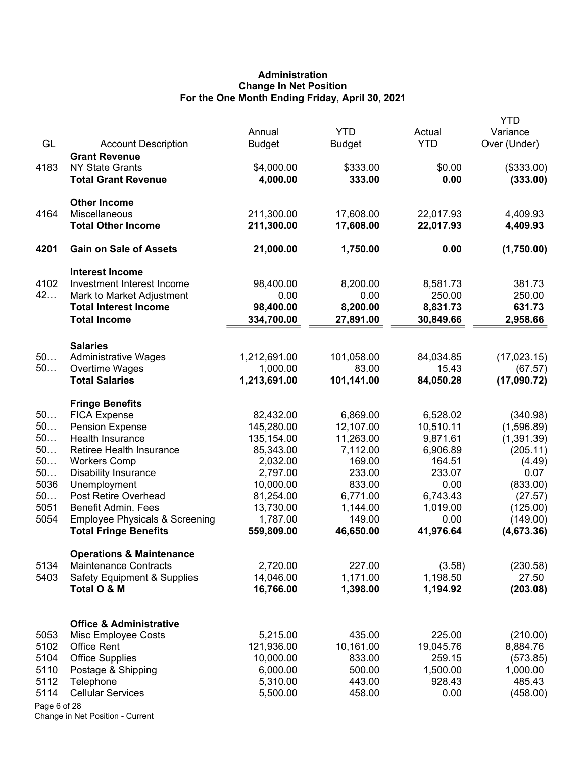# Administration
## Change In Net Position
### For the One Month Ending Friday, April 30, 2021

| GL | Account Description | Annual Budget | YTD Budget | Actual YTD | YTD Variance Over (Under) |
|---|---|---|---|---|---|
| | **Grant Revenue** | | | | |
| 4183 | NY State Grants | $4,000.00 | $333.00 | $0.00 | ($333.00) |
| | **Total Grant Revenue** | **4,000.00** | **333.00** | **0.00** | **(333.00)** |
| | **Other Income** | | | | |
| 4164 | Miscellaneous | 211,300.00 | 17,608.00 | 22,017.93 | 4,409.93 |
| | **Total Other Income** | **211,300.00** | **17,608.00** | **22,017.93** | **4,409.93** |
| **4201** | **Gain on Sale of Assets** | **21,000.00** | **1,750.00** | **0.00** | **(1,750.00)** |
| | **Interest Income** | | | | |
| 4102 | Investment Interest Income | 98,400.00 | 8,200.00 | 8,581.73 | 381.73 |
| 42… | Mark to Market Adjustment | 0.00 | 0.00 | 250.00 | 250.00 |
| | **Total Interest Income** | **98,400.00** | **8,200.00** | **8,831.73** | **631.73** |
| | **Total Income** | **334,700.00** | **27,891.00** | **30,849.66** | **2,958.66** |
| | **Salaries** | | | | |
| 50… | Administrative Wages | 1,212,691.00 | 101,058.00 | 84,034.85 | (17,023.15) |
| 50… | Overtime Wages | 1,000.00 | 83.00 | 15.43 | (67.57) |
| | **Total Salaries** | **1,213,691.00** | **101,141.00** | **84,050.28** | **(17,090.72)** |
| | **Fringe Benefits** | | | | |
| 50… | FICA Expense | 82,432.00 | 6,869.00 | 6,528.02 | (340.98) |
| 50… | Pension Expense | 145,280.00 | 12,107.00 | 10,510.11 | (1,596.89) |
| 50… | Health Insurance | 135,154.00 | 11,263.00 | 9,871.61 | (1,391.39) |
| 50… | Retiree Health Insurance | 85,343.00 | 7,112.00 | 6,906.89 | (205.11) |
| 50… | Workers Comp | 2,032.00 | 169.00 | 164.51 | (4.49) |
| 50… | Disability Insurance | 2,797.00 | 233.00 | 233.07 | 0.07 |
| 5036 | Unemployment | 10,000.00 | 833.00 | 0.00 | (833.00) |
| 50… | Post Retire Overhead | 81,254.00 | 6,771.00 | 6,743.43 | (27.57) |
| 5051 | Benefit Admin. Fees | 13,730.00 | 1,144.00 | 1,019.00 | (125.00) |
| 5054 | Employee Physicals & Screening | 1,787.00 | 149.00 | 0.00 | (149.00) |
| | **Total Fringe Benefits** | **559,809.00** | **46,650.00** | **41,976.64** | **(4,673.36)** |
| | **Operations & Maintenance** | | | | |
| 5134 | Maintenance Contracts | 2,720.00 | 227.00 | (3.58) | (230.58) |
| 5403 | Safety Equipment & Supplies | 14,046.00 | 1,171.00 | 1,198.50 | 27.50 |
| | **Total O & M** | **16,766.00** | **1,398.00** | **1,194.92** | **(203.08)** |
| | **Office & Administrative** | | | | |
| 5053 | Misc Employee Costs | 5,215.00 | 435.00 | 225.00 | (210.00) |
| 5102 | Office Rent | 121,936.00 | 10,161.00 | 19,045.76 | 8,884.76 |
| 5104 | Office Supplies | 10,000.00 | 833.00 | 259.15 | (573.85) |
| 5110 | Postage & Shipping | 6,000.00 | 500.00 | 1,500.00 | 1,000.00 |
| 5112 | Telephone | 5,310.00 | 443.00 | 928.43 | 485.43 |
| 5114 | Cellular Services | 5,500.00 | 458.00 | 0.00 | (458.00) |

Change in Net Position - Current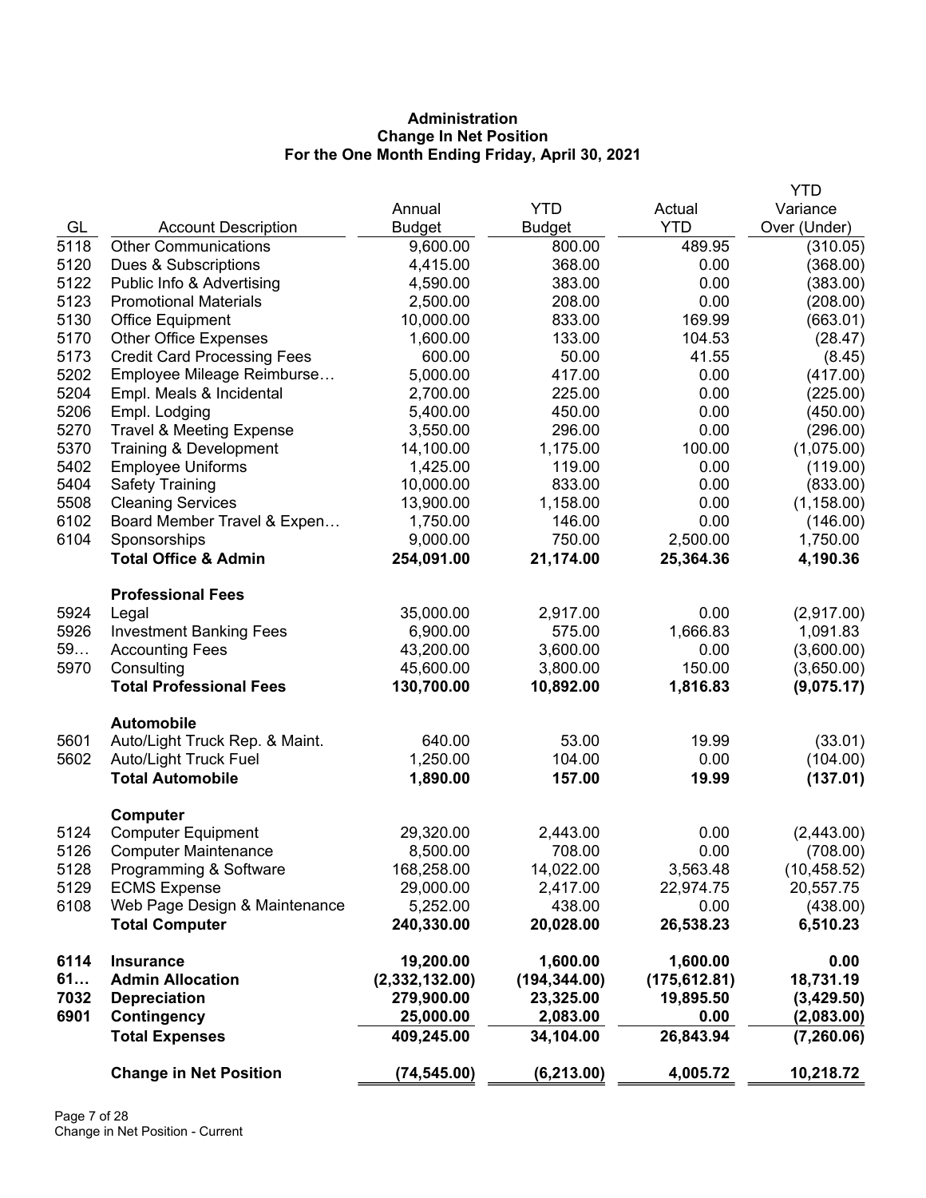**Administration**
**Change In Net Position**
**For the One Month Ending Friday, April 30, 2021**

| GL | Account Description | Annual Budget | YTD Budget | Actual YTD | YTD Variance Over (Under) |
|---|---|---|---|---|---|
| 5118 | Other Communications | 9,600.00 | 800.00 | 489.95 | (310.05) |
| 5120 | Dues & Subscriptions | 4,415.00 | 368.00 | 0.00 | (368.00) |
| 5122 | Public Info & Advertising | 4,590.00 | 383.00 | 0.00 | (383.00) |
| 5123 | Promotional Materials | 2,500.00 | 208.00 | 0.00 | (208.00) |
| 5130 | Office Equipment | 10,000.00 | 833.00 | 169.99 | (663.01) |
| 5170 | Other Office Expenses | 1,600.00 | 133.00 | 104.53 | (28.47) |
| 5173 | Credit Card Processing Fees | 600.00 | 50.00 | 41.55 | (8.45) |
| 5202 | Employee Mileage Reimburse… | 5,000.00 | 417.00 | 0.00 | (417.00) |
| 5204 | Empl. Meals & Incidental | 2,700.00 | 225.00 | 0.00 | (225.00) |
| 5206 | Empl. Lodging | 5,400.00 | 450.00 | 0.00 | (450.00) |
| 5270 | Travel & Meeting Expense | 3,550.00 | 296.00 | 0.00 | (296.00) |
| 5370 | Training & Development | 14,100.00 | 1,175.00 | 100.00 | (1,075.00) |
| 5402 | Employee Uniforms | 1,425.00 | 119.00 | 0.00 | (119.00) |
| 5404 | Safety Training | 10,000.00 | 833.00 | 0.00 | (833.00) |
| 5508 | Cleaning Services | 13,900.00 | 1,158.00 | 0.00 | (1,158.00) |
| 6102 | Board Member Travel & Expen… | 1,750.00 | 146.00 | 0.00 | (146.00) |
| 6104 | Sponsorships | 9,000.00 | 750.00 | 2,500.00 | 1,750.00 |
| | **Total Office & Admin** | **254,091.00** | **21,174.00** | **25,364.36** | **4,190.36** |
| | **Professional Fees** | | | | |
| 5924 | Legal | 35,000.00 | 2,917.00 | 0.00 | (2,917.00) |
| 5926 | Investment Banking Fees | 6,900.00 | 575.00 | 1,666.83 | 1,091.83 |
| 59… | Accounting Fees | 43,200.00 | 3,600.00 | 0.00 | (3,600.00) |
| 5970 | Consulting | 45,600.00 | 3,800.00 | 150.00 | (3,650.00) |
| | **Total Professional Fees** | **130,700.00** | **10,892.00** | **1,816.83** | **(9,075.17)** |
| | **Automobile** | | | | |
| 5601 | Auto/Light Truck Rep. & Maint. | 640.00 | 53.00 | 19.99 | (33.01) |
| 5602 | Auto/Light Truck Fuel | 1,250.00 | 104.00 | 0.00 | (104.00) |
| | **Total Automobile** | **1,890.00** | **157.00** | **19.99** | **(137.01)** |
| | **Computer** | | | | |
| 5124 | Computer Equipment | 29,320.00 | 2,443.00 | 0.00 | (2,443.00) |
| 5126 | Computer Maintenance | 8,500.00 | 708.00 | 0.00 | (708.00) |
| 5128 | Programming & Software | 168,258.00 | 14,022.00 | 3,563.48 | (10,458.52) |
| 5129 | ECMS Expense | 29,000.00 | 2,417.00 | 22,974.75 | 20,557.75 |
| 6108 | Web Page Design & Maintenance | 5,252.00 | 438.00 | 0.00 | (438.00) |
| | **Total Computer** | **240,330.00** | **20,028.00** | **26,538.23** | **6,510.23** |
| **6114** | **Insurance** | **19,200.00** | **1,600.00** | **1,600.00** | **0.00** |
| **61…** | **Admin Allocation** | **(2,332,132.00)** | **(194,344.00)** | **(175,612.81)** | **18,731.19** |
| **7032** | **Depreciation** | **279,900.00** | **23,325.00** | **19,895.50** | **(3,429.50)** |
| **6901** | **Contingency** | **25,000.00** | **2,083.00** | **0.00** | **(2,083.00)** |
| | **Total Expenses** | **409,245.00** | **34,104.00** | **26,843.94** | **(7,260.06)** |
| | **Change in Net Position** | **(74,545.00)** | **(6,213.00)** | **4,005.72** | **10,218.72** |

Change in Net Position - Current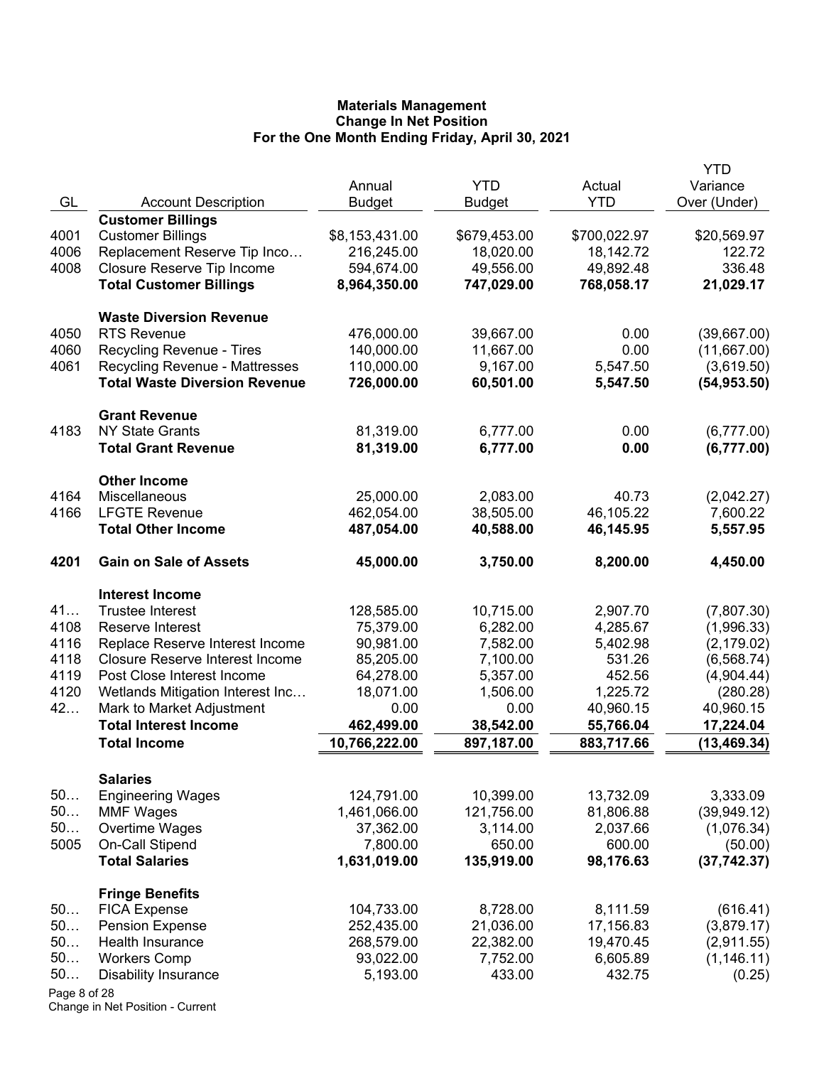**Materials Management**
**Change In Net Position**
**For the One Month Ending Friday, April 30, 2021**

| GL | Account Description | Annual Budget | YTD Budget | Actual YTD | YTD Variance Over (Under) |
|---|---|---|---|---|---|
| | **Customer Billings** | | | | |
| 4001 | Customer Billings | $8,153,431.00 | $679,453.00 | $700,022.97 | $20,569.97 |
| 4006 | Replacement Reserve Tip Inco… | 216,245.00 | 18,020.00 | 18,142.72 | 122.72 |
| 4008 | Closure Reserve Tip Income | 594,674.00 | 49,556.00 | 49,892.48 | 336.48 |
| | **Total Customer Billings** | **8,964,350.00** | **747,029.00** | **768,058.17** | **21,029.17** |
| | **Waste Diversion Revenue** | | | | |
| 4050 | RTS Revenue | 476,000.00 | 39,667.00 | 0.00 | (39,667.00) |
| 4060 | Recycling Revenue - Tires | 140,000.00 | 11,667.00 | 0.00 | (11,667.00) |
| 4061 | Recycling Revenue - Mattresses | 110,000.00 | 9,167.00 | 5,547.50 | (3,619.50) |
| | **Total Waste Diversion Revenue** | **726,000.00** | **60,501.00** | **5,547.50** | **(54,953.50)** |
| | **Grant Revenue** | | | | |
| 4183 | NY State Grants | 81,319.00 | 6,777.00 | 0.00 | (6,777.00) |
| | **Total Grant Revenue** | **81,319.00** | **6,777.00** | **0.00** | **(6,777.00)** |
| | **Other Income** | | | | |
| 4164 | Miscellaneous | 25,000.00 | 2,083.00 | 40.73 | (2,042.27) |
| 4166 | LFGTE Revenue | 462,054.00 | 38,505.00 | 46,105.22 | 7,600.22 |
| | **Total Other Income** | **487,054.00** | **40,588.00** | **46,145.95** | **5,557.95** |
| **4201** | **Gain on Sale of Assets** | **45,000.00** | **3,750.00** | **8,200.00** | **4,450.00** |
| | **Interest Income** | | | | |
| 41… | Trustee Interest | 128,585.00 | 10,715.00 | 2,907.70 | (7,807.30) |
| 4108 | Reserve Interest | 75,379.00 | 6,282.00 | 4,285.67 | (1,996.33) |
| 4116 | Replace Reserve Interest Income | 90,981.00 | 7,582.00 | 5,402.98 | (2,179.02) |
| 4118 | Closure Reserve Interest Income | 85,205.00 | 7,100.00 | 531.26 | (6,568.74) |
| 4119 | Post Close Interest Income | 64,278.00 | 5,357.00 | 452.56 | (4,904.44) |
| 4120 | Wetlands Mitigation Interest Inc… | 18,071.00 | 1,506.00 | 1,225.72 | (280.28) |
| 42… | Mark to Market Adjustment | 0.00 | 0.00 | 40,960.15 | 40,960.15 |
| | **Total Interest Income** | **462,499.00** | **38,542.00** | **55,766.04** | **17,224.04** |
| | **Total Income** | **10,766,222.00** | **897,187.00** | **883,717.66** | **(13,469.34)** |
| | **Salaries** | | | | |
| 50… | Engineering Wages | 124,791.00 | 10,399.00 | 13,732.09 | 3,333.09 |
| 50… | MMF Wages | 1,461,066.00 | 121,756.00 | 81,806.88 | (39,949.12) |
| 50… | Overtime Wages | 37,362.00 | 3,114.00 | 2,037.66 | (1,076.34) |
| 5005 | On-Call Stipend | 7,800.00 | 650.00 | 600.00 | (50.00) |
| | **Total Salaries** | **1,631,019.00** | **135,919.00** | **98,176.63** | **(37,742.37)** |
| | **Fringe Benefits** | | | | |
| 50… | FICA Expense | 104,733.00 | 8,728.00 | 8,111.59 | (616.41) |
| 50… | Pension Expense | 252,435.00 | 21,036.00 | 17,156.83 | (3,879.17) |
| 50… | Health Insurance | 268,579.00 | 22,382.00 | 19,470.45 | (2,911.55) |
| 50… | Workers Comp | 93,022.00 | 7,752.00 | 6,605.89 | (1,146.11) |
| 50… | Disability Insurance | 5,193.00 | 433.00 | 432.75 | (0.25) |

Change in Net Position - Current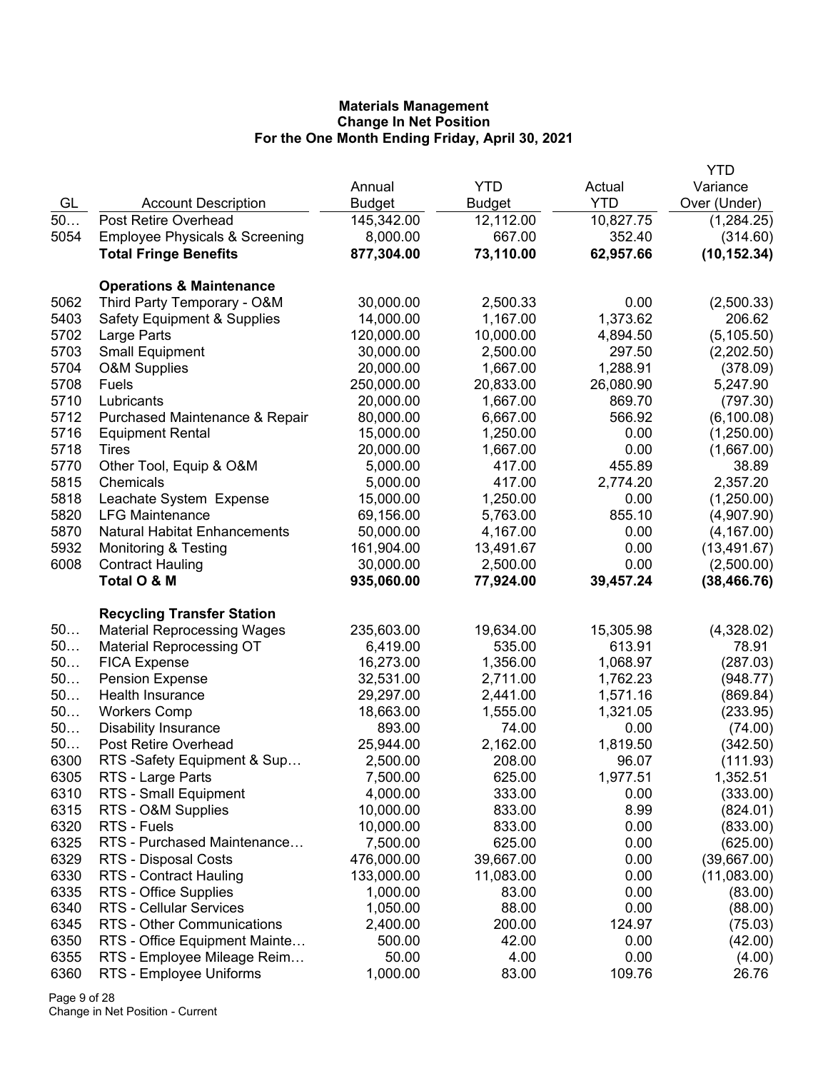**Materials Management**
**Change In Net Position**
**For the One Month Ending Friday, April 30, 2021**

| GL | Account Description | Annual Budget | YTD Budget | Actual YTD | YTD Variance Over (Under) |
|---|---|---|---|---|---|
| 50… | Post Retire Overhead | 145,342.00 | 12,112.00 | 10,827.75 | (1,284.25) |
| 5054 | Employee Physicals & Screening | 8,000.00 | 667.00 | 352.40 | (314.60) |
| | **Total Fringe Benefits** | **877,304.00** | **73,110.00** | **62,957.66** | **(10,152.34)** |
| | **Operations & Maintenance** | | | | |
| 5062 | Third Party Temporary - O&M | 30,000.00 | 2,500.33 | 0.00 | (2,500.33) |
| 5403 | Safety Equipment & Supplies | 14,000.00 | 1,167.00 | 1,373.62 | 206.62 |
| 5702 | Large Parts | 120,000.00 | 10,000.00 | 4,894.50 | (5,105.50) |
| 5703 | Small Equipment | 30,000.00 | 2,500.00 | 297.50 | (2,202.50) |
| 5704 | O&M Supplies | 20,000.00 | 1,667.00 | 1,288.91 | (378.09) |
| 5708 | Fuels | 250,000.00 | 20,833.00 | 26,080.90 | 5,247.90 |
| 5710 | Lubricants | 20,000.00 | 1,667.00 | 869.70 | (797.30) |
| 5712 | Purchased Maintenance & Repair | 80,000.00 | 6,667.00 | 566.92 | (6,100.08) |
| 5716 | Equipment Rental | 15,000.00 | 1,250.00 | 0.00 | (1,250.00) |
| 5718 | Tires | 20,000.00 | 1,667.00 | 0.00 | (1,667.00) |
| 5770 | Other Tool, Equip & O&M | 5,000.00 | 417.00 | 455.89 | 38.89 |
| 5815 | Chemicals | 5,000.00 | 417.00 | 2,774.20 | 2,357.20 |
| 5818 | Leachate System Expense | 15,000.00 | 1,250.00 | 0.00 | (1,250.00) |
| 5820 | LFG Maintenance | 69,156.00 | 5,763.00 | 855.10 | (4,907.90) |
| 5870 | Natural Habitat Enhancements | 50,000.00 | 4,167.00 | 0.00 | (4,167.00) |
| 5932 | Monitoring & Testing | 161,904.00 | 13,491.67 | 0.00 | (13,491.67) |
| 6008 | Contract Hauling | 30,000.00 | 2,500.00 | 0.00 | (2,500.00) |
| | **Total O & M** | **935,060.00** | **77,924.00** | **39,457.24** | **(38,466.76)** |
| | **Recycling Transfer Station** | | | | |
| 50… | Material Reprocessing Wages | 235,603.00 | 19,634.00 | 15,305.98 | (4,328.02) |
| 50… | Material Reprocessing OT | 6,419.00 | 535.00 | 613.91 | 78.91 |
| 50… | FICA Expense | 16,273.00 | 1,356.00 | 1,068.97 | (287.03) |
| 50… | Pension Expense | 32,531.00 | 2,711.00 | 1,762.23 | (948.77) |
| 50… | Health Insurance | 29,297.00 | 2,441.00 | 1,571.16 | (869.84) |
| 50… | Workers Comp | 18,663.00 | 1,555.00 | 1,321.05 | (233.95) |
| 50… | Disability Insurance | 893.00 | 74.00 | 0.00 | (74.00) |
| 50… | Post Retire Overhead | 25,944.00 | 2,162.00 | 1,819.50 | (342.50) |
| 6300 | RTS -Safety Equipment & Sup… | 2,500.00 | 208.00 | 96.07 | (111.93) |
| 6305 | RTS - Large Parts | 7,500.00 | 625.00 | 1,977.51 | 1,352.51 |
| 6310 | RTS - Small Equipment | 4,000.00 | 333.00 | 0.00 | (333.00) |
| 6315 | RTS - O&M Supplies | 10,000.00 | 833.00 | 8.99 | (824.01) |
| 6320 | RTS - Fuels | 10,000.00 | 833.00 | 0.00 | (833.00) |
| 6325 | RTS - Purchased Maintenance… | 7,500.00 | 625.00 | 0.00 | (625.00) |
| 6329 | RTS - Disposal Costs | 476,000.00 | 39,667.00 | 0.00 | (39,667.00) |
| 6330 | RTS - Contract Hauling | 133,000.00 | 11,083.00 | 0.00 | (11,083.00) |
| 6335 | RTS - Office Supplies | 1,000.00 | 83.00 | 0.00 | (83.00) |
| 6340 | RTS - Cellular Services | 1,050.00 | 88.00 | 0.00 | (88.00) |
| 6345 | RTS - Other Communications | 2,400.00 | 200.00 | 124.97 | (75.03) |
| 6350 | RTS - Office Equipment Mainte… | 500.00 | 42.00 | 0.00 | (42.00) |
| 6355 | RTS - Employee Mileage Reim… | 50.00 | 4.00 | 0.00 | (4.00) |
| 6360 | RTS - Employee Uniforms | 1,000.00 | 83.00 | 109.76 | 26.76 |

Change in Net Position - Current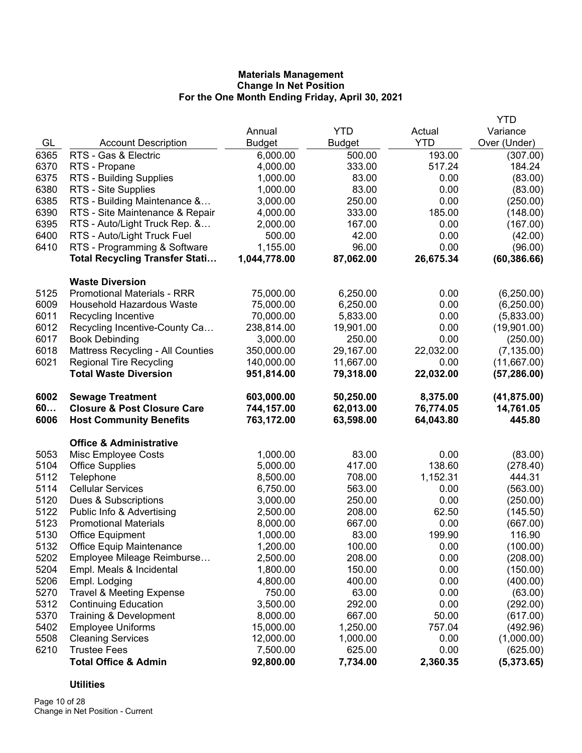**Materials Management**
**Change In Net Position**
**For the One Month Ending Friday, April 30, 2021**

| GL | Account Description | Annual Budget | YTD Budget | Actual YTD | YTD Variance Over (Under) |
|---|---|---|---|---|---|
| 6365 | RTS - Gas & Electric | 6,000.00 | 500.00 | 193.00 | (307.00) |
| 6370 | RTS - Propane | 4,000.00 | 333.00 | 517.24 | 184.24 |
| 6375 | RTS - Building Supplies | 1,000.00 | 83.00 | 0.00 | (83.00) |
| 6380 | RTS - Site Supplies | 1,000.00 | 83.00 | 0.00 | (83.00) |
| 6385 | RTS - Building Maintenance &… | 3,000.00 | 250.00 | 0.00 | (250.00) |
| 6390 | RTS - Site Maintenance & Repair | 4,000.00 | 333.00 | 185.00 | (148.00) |
| 6395 | RTS - Auto/Light Truck Rep. &… | 2,000.00 | 167.00 | 0.00 | (167.00) |
| 6400 | RTS - Auto/Light Truck Fuel | 500.00 | 42.00 | 0.00 | (42.00) |
| 6410 | RTS - Programming & Software | 1,155.00 | 96.00 | 0.00 | (96.00) |
| | **Total Recycling Transfer Stati…** | **1,044,778.00** | **87,062.00** | **26,675.34** | **(60,386.66)** |
| | **Waste Diversion** | | | | |
| 5125 | Promotional Materials - RRR | 75,000.00 | 6,250.00 | 0.00 | (6,250.00) |
| 6009 | Household Hazardous Waste | 75,000.00 | 6,250.00 | 0.00 | (6,250.00) |
| 6011 | Recycling Incentive | 70,000.00 | 5,833.00 | 0.00 | (5,833.00) |
| 6012 | Recycling Incentive-County Ca… | 238,814.00 | 19,901.00 | 0.00 | (19,901.00) |
| 6017 | Book Debinding | 3,000.00 | 250.00 | 0.00 | (250.00) |
| 6018 | Mattress Recycling - All Counties | 350,000.00 | 29,167.00 | 22,032.00 | (7,135.00) |
| 6021 | Regional Tire Recycling | 140,000.00 | 11,667.00 | 0.00 | (11,667.00) |
| | **Total Waste Diversion** | **951,814.00** | **79,318.00** | **22,032.00** | **(57,286.00)** |
| **6002** | **Sewage Treatment** | **603,000.00** | **50,250.00** | **8,375.00** | **(41,875.00)** |
| **60…** | **Closure & Post Closure Care** | **744,157.00** | **62,013.00** | **76,774.05** | **14,761.05** |
| **6006** | **Host Community Benefits** | **763,172.00** | **63,598.00** | **64,043.80** | **445.80** |
| | **Office & Administrative** | | | | |
| 5053 | Misc Employee Costs | 1,000.00 | 83.00 | 0.00 | (83.00) |
| 5104 | Office Supplies | 5,000.00 | 417.00 | 138.60 | (278.40) |
| 5112 | Telephone | 8,500.00 | 708.00 | 1,152.31 | 444.31 |
| 5114 | Cellular Services | 6,750.00 | 563.00 | 0.00 | (563.00) |
| 5120 | Dues & Subscriptions | 3,000.00 | 250.00 | 0.00 | (250.00) |
| 5122 | Public Info & Advertising | 2,500.00 | 208.00 | 62.50 | (145.50) |
| 5123 | Promotional Materials | 8,000.00 | 667.00 | 0.00 | (667.00) |
| 5130 | Office Equipment | 1,000.00 | 83.00 | 199.90 | 116.90 |
| 5132 | Office Equip Maintenance | 1,200.00 | 100.00 | 0.00 | (100.00) |
| 5202 | Employee Mileage Reimburse… | 2,500.00 | 208.00 | 0.00 | (208.00) |
| 5204 | Empl. Meals & Incidental | 1,800.00 | 150.00 | 0.00 | (150.00) |
| 5206 | Empl. Lodging | 4,800.00 | 400.00 | 0.00 | (400.00) |
| 5270 | Travel & Meeting Expense | 750.00 | 63.00 | 0.00 | (63.00) |
| 5312 | Continuing Education | 3,500.00 | 292.00 | 0.00 | (292.00) |
| 5370 | Training & Development | 8,000.00 | 667.00 | 50.00 | (617.00) |
| 5402 | Employee Uniforms | 15,000.00 | 1,250.00 | 757.04 | (492.96) |
| 5508 | Cleaning Services | 12,000.00 | 1,000.00 | 0.00 | (1,000.00) |
| 6210 | Trustee Fees | 7,500.00 | 625.00 | 0.00 | (625.00) |
| | **Total Office & Admin** | **92,800.00** | **7,734.00** | **2,360.35** | **(5,373.65)** |
| | **Utilities** | | | | |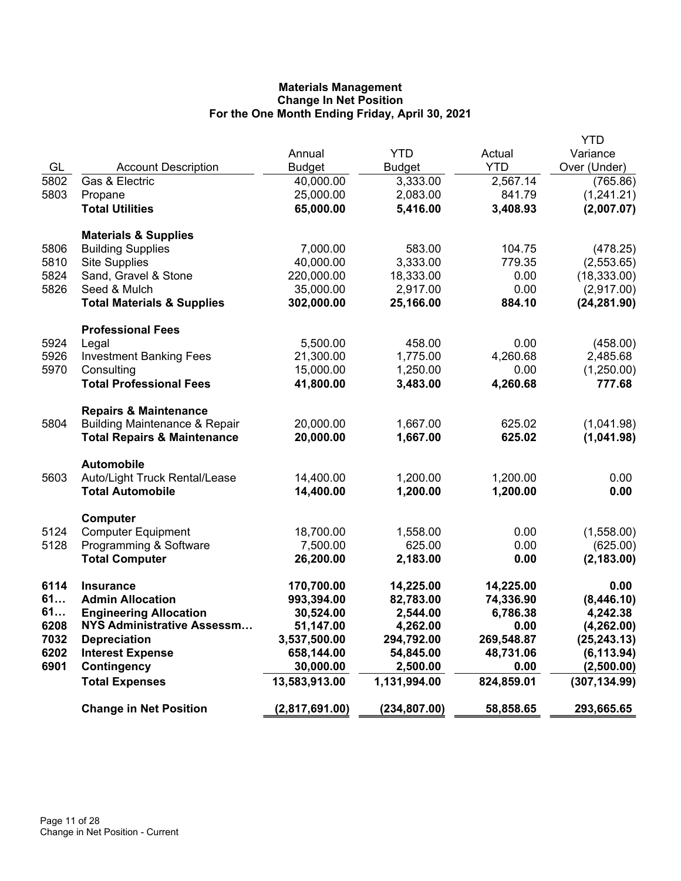**Materials Management**
**Change In Net Position**
**For the One Month Ending Friday, April 30, 2021**

| GL | Account Description | Annual Budget | YTD Budget | Actual YTD | YTD Variance Over (Under) |
|---|---|---|---|---|---|
| 5802 | Gas & Electric | 40,000.00 | 3,333.00 | 2,567.14 | (765.86) |
| 5803 | Propane | 25,000.00 | 2,083.00 | 841.79 | (1,241.21) |
| | **Total Utilities** | **65,000.00** | **5,416.00** | **3,408.93** | **(2,007.07)** |
| | **Materials & Supplies** | | | | |
| 5806 | Building Supplies | 7,000.00 | 583.00 | 104.75 | (478.25) |
| 5810 | Site Supplies | 40,000.00 | 3,333.00 | 779.35 | (2,553.65) |
| 5824 | Sand, Gravel & Stone | 220,000.00 | 18,333.00 | 0.00 | (18,333.00) |
| 5826 | Seed & Mulch | 35,000.00 | 2,917.00 | 0.00 | (2,917.00) |
| | **Total Materials & Supplies** | **302,000.00** | **25,166.00** | **884.10** | **(24,281.90)** |
| | **Professional Fees** | | | | |
| 5924 | Legal | 5,500.00 | 458.00 | 0.00 | (458.00) |
| 5926 | Investment Banking Fees | 21,300.00 | 1,775.00 | 4,260.68 | 2,485.68 |
| 5970 | Consulting | 15,000.00 | 1,250.00 | 0.00 | (1,250.00) |
| | **Total Professional Fees** | **41,800.00** | **3,483.00** | **4,260.68** | **777.68** |
| | **Repairs & Maintenance** | | | | |
| 5804 | Building Maintenance & Repair | 20,000.00 | 1,667.00 | 625.02 | (1,041.98) |
| | **Total Repairs & Maintenance** | **20,000.00** | **1,667.00** | **625.02** | **(1,041.98)** |
| | **Automobile** | | | | |
| 5603 | Auto/Light Truck Rental/Lease | 14,400.00 | 1,200.00 | 1,200.00 | 0.00 |
| | **Total Automobile** | **14,400.00** | **1,200.00** | **1,200.00** | **0.00** |
| | **Computer** | | | | |
| 5124 | Computer Equipment | 18,700.00 | 1,558.00 | 0.00 | (1,558.00) |
| 5128 | Programming & Software | 7,500.00 | 625.00 | 0.00 | (625.00) |
| | **Total Computer** | **26,200.00** | **2,183.00** | **0.00** | **(2,183.00)** |
| **6114** | **Insurance** | **170,700.00** | **14,225.00** | **14,225.00** | **0.00** |
| **61…** | **Admin Allocation** | **993,394.00** | **82,783.00** | **74,336.90** | **(8,446.10)** |
| **61…** | **Engineering Allocation** | **30,524.00** | **2,544.00** | **6,786.38** | **4,242.38** |
| **6208** | **NYS Administrative Assessm…** | **51,147.00** | **4,262.00** | **0.00** | **(4,262.00)** |
| **7032** | **Depreciation** | **3,537,500.00** | **294,792.00** | **269,548.87** | **(25,243.13)** |
| **6202** | **Interest Expense** | **658,144.00** | **54,845.00** | **48,731.06** | **(6,113.94)** |
| **6901** | **Contingency** | **30,000.00** | **2,500.00** | **0.00** | **(2,500.00)** |
| | **Total Expenses** | **13,583,913.00** | **1,131,994.00** | **824,859.01** | **(307,134.99)** |
| | **Change in Net Position** | **(2,817,691.00)** | **(234,807.00)** | **58,858.65** | **293,665.65** |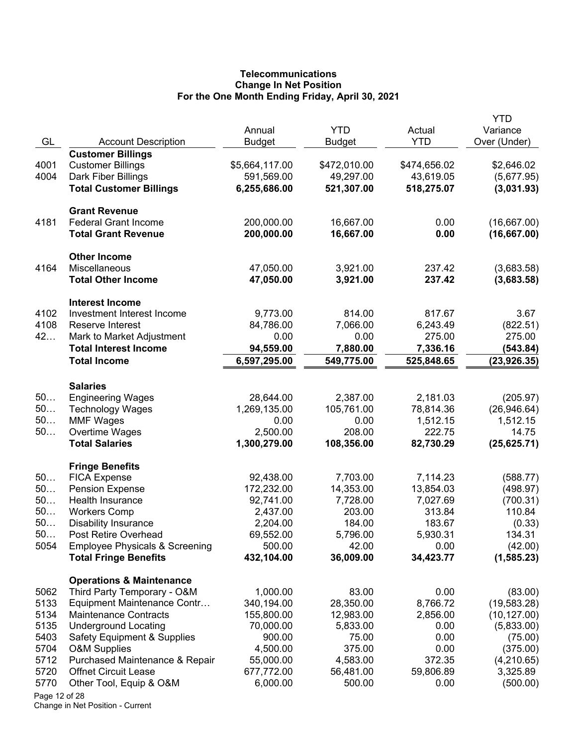# Telecommunications
## Change In Net Position
### For the One Month Ending Friday, April 30, 2021

| GL | Account Description | Annual Budget | YTD Budget | Actual YTD | YTD Variance Over (Under) |
|---|---|---|---|---|---|
| | **Customer Billings** | | | | |
| 4001 | Customer Billings | $5,664,117.00 | $472,010.00 | $474,656.02 | $2,646.02 |
| 4004 | Dark Fiber Billings | 591,569.00 | 49,297.00 | 43,619.05 | (5,677.95) |
| | **Total Customer Billings** | **6,255,686.00** | **521,307.00** | **518,275.07** | **(3,031.93)** |
| | **Grant Revenue** | | | | |
| 4181 | Federal Grant Income | 200,000.00 | 16,667.00 | 0.00 | (16,667.00) |
| | **Total Grant Revenue** | **200,000.00** | **16,667.00** | **0.00** | **(16,667.00)** |
| | **Other Income** | | | | |
| 4164 | Miscellaneous | 47,050.00 | 3,921.00 | 237.42 | (3,683.58) |
| | **Total Other Income** | **47,050.00** | **3,921.00** | **237.42** | **(3,683.58)** |
| | **Interest Income** | | | | |
| 4102 | Investment Interest Income | 9,773.00 | 814.00 | 817.67 | 3.67 |
| 4108 | Reserve Interest | 84,786.00 | 7,066.00 | 6,243.49 | (822.51) |
| 42… | Mark to Market Adjustment | 0.00 | 0.00 | 275.00 | 275.00 |
| | **Total Interest Income** | **94,559.00** | **7,880.00** | **7,336.16** | **(543.84)** |
| | **Total Income** | **6,597,295.00** | **549,775.00** | **525,848.65** | **(23,926.35)** |
| | **Salaries** | | | | |
| 50… | Engineering Wages | 28,644.00 | 2,387.00 | 2,181.03 | (205.97) |
| 50… | Technology Wages | 1,269,135.00 | 105,761.00 | 78,814.36 | (26,946.64) |
| 50… | MMF Wages | 0.00 | 0.00 | 1,512.15 | 1,512.15 |
| 50… | Overtime Wages | 2,500.00 | 208.00 | 222.75 | 14.75 |
| | **Total Salaries** | **1,300,279.00** | **108,356.00** | **82,730.29** | **(25,625.71)** |
| | **Fringe Benefits** | | | | |
| 50… | FICA Expense | 92,438.00 | 7,703.00 | 7,114.23 | (588.77) |
| 50… | Pension Expense | 172,232.00 | 14,353.00 | 13,854.03 | (498.97) |
| 50… | Health Insurance | 92,741.00 | 7,728.00 | 7,027.69 | (700.31) |
| 50… | Workers Comp | 2,437.00 | 203.00 | 313.84 | 110.84 |
| 50… | Disability Insurance | 2,204.00 | 184.00 | 183.67 | (0.33) |
| 50… | Post Retire Overhead | 69,552.00 | 5,796.00 | 5,930.31 | 134.31 |
| 5054 | Employee Physicals & Screening | 500.00 | 42.00 | 0.00 | (42.00) |
| | **Total Fringe Benefits** | **432,104.00** | **36,009.00** | **34,423.77** | **(1,585.23)** |
| | **Operations & Maintenance** | | | | |
| 5062 | Third Party Temporary - O&M | 1,000.00 | 83.00 | 0.00 | (83.00) |
| 5133 | Equipment Maintenance Contr… | 340,194.00 | 28,350.00 | 8,766.72 | (19,583.28) |
| 5134 | Maintenance Contracts | 155,800.00 | 12,983.00 | 2,856.00 | (10,127.00) |
| 5135 | Underground Locating | 70,000.00 | 5,833.00 | 0.00 | (5,833.00) |
| 5403 | Safety Equipment & Supplies | 900.00 | 75.00 | 0.00 | (75.00) |
| 5704 | O&M Supplies | 4,500.00 | 375.00 | 0.00 | (375.00) |
| 5712 | Purchased Maintenance & Repair | 55,000.00 | 4,583.00 | 372.35 | (4,210.65) |
| 5720 | Offnet Circuit Lease | 677,772.00 | 56,481.00 | 59,806.89 | 3,325.89 |
| 5770 | Other Tool, Equip & O&M | 6,000.00 | 500.00 | 0.00 | (500.00) |

Change in Net Position - Current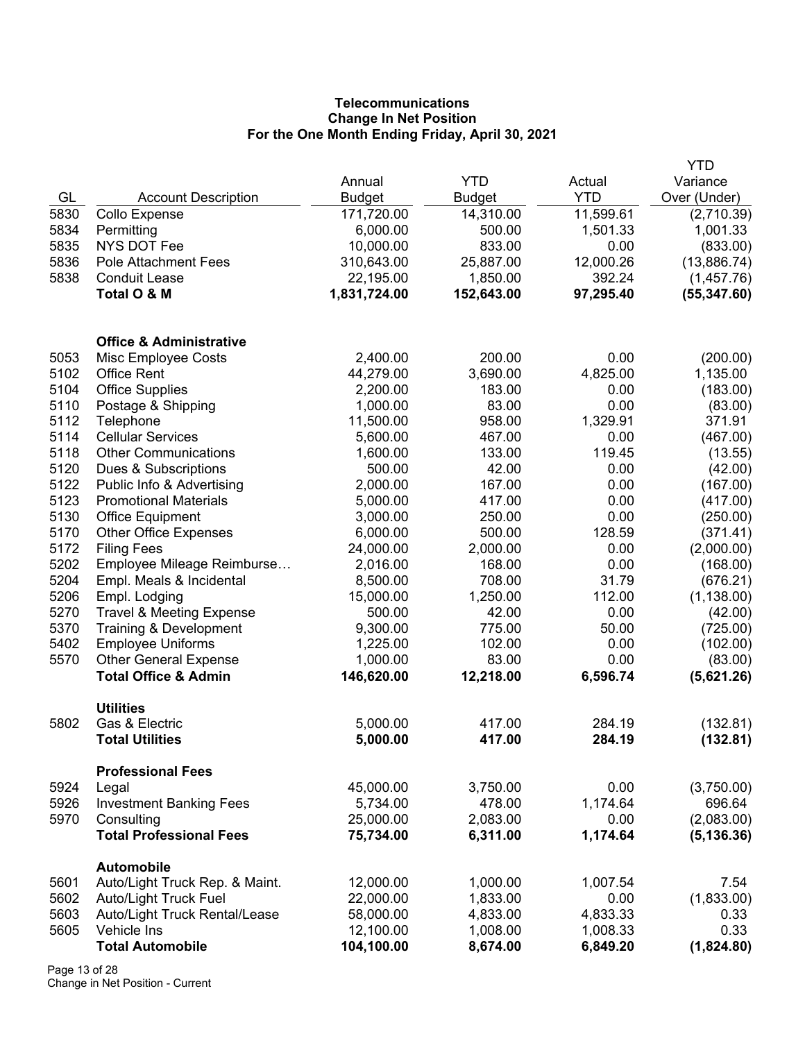**Telecommunications**
**Change In Net Position**
**For the One Month Ending Friday, April 30, 2021**

| GL | Account Description | Annual Budget | YTD Budget | Actual YTD | YTD Variance Over (Under) |
|---|---|---|---|---|---|
| 5830 | Collo Expense | 171,720.00 | 14,310.00 | 11,599.61 | (2,710.39) |
| 5834 | Permitting | 6,000.00 | 500.00 | 1,501.33 | 1,001.33 |
| 5835 | NYS DOT Fee | 10,000.00 | 833.00 | 0.00 | (833.00) |
| 5836 | Pole Attachment Fees | 310,643.00 | 25,887.00 | 12,000.26 | (13,886.74) |
| 5838 | Conduit Lease | 22,195.00 | 1,850.00 | 392.24 | (1,457.76) |
| | **Total O & M** | **1,831,724.00** | **152,643.00** | **97,295.40** | **(55,347.60)** |
| | | | | | |
| | **Office & Administrative** | | | | |
| 5053 | Misc Employee Costs | 2,400.00 | 200.00 | 0.00 | (200.00) |
| 5102 | Office Rent | 44,279.00 | 3,690.00 | 4,825.00 | 1,135.00 |
| 5104 | Office Supplies | 2,200.00 | 183.00 | 0.00 | (183.00) |
| 5110 | Postage & Shipping | 1,000.00 | 83.00 | 0.00 | (83.00) |
| 5112 | Telephone | 11,500.00 | 958.00 | 1,329.91 | 371.91 |
| 5114 | Cellular Services | 5,600.00 | 467.00 | 0.00 | (467.00) |
| 5118 | Other Communications | 1,600.00 | 133.00 | 119.45 | (13.55) |
| 5120 | Dues & Subscriptions | 500.00 | 42.00 | 0.00 | (42.00) |
| 5122 | Public Info & Advertising | 2,000.00 | 167.00 | 0.00 | (167.00) |
| 5123 | Promotional Materials | 5,000.00 | 417.00 | 0.00 | (417.00) |
| 5130 | Office Equipment | 3,000.00 | 250.00 | 0.00 | (250.00) |
| 5170 | Other Office Expenses | 6,000.00 | 500.00 | 128.59 | (371.41) |
| 5172 | Filing Fees | 24,000.00 | 2,000.00 | 0.00 | (2,000.00) |
| 5202 | Employee Mileage Reimburse… | 2,016.00 | 168.00 | 0.00 | (168.00) |
| 5204 | Empl. Meals & Incidental | 8,500.00 | 708.00 | 31.79 | (676.21) |
| 5206 | Empl. Lodging | 15,000.00 | 1,250.00 | 112.00 | (1,138.00) |
| 5270 | Travel & Meeting Expense | 500.00 | 42.00 | 0.00 | (42.00) |
| 5370 | Training & Development | 9,300.00 | 775.00 | 50.00 | (725.00) |
| 5402 | Employee Uniforms | 1,225.00 | 102.00 | 0.00 | (102.00) |
| 5570 | Other General Expense | 1,000.00 | 83.00 | 0.00 | (83.00) |
| | **Total Office & Admin** | **146,620.00** | **12,218.00** | **6,596.74** | **(5,621.26)** |
| | | | | | |
| | **Utilities** | | | | |
| 5802 | Gas & Electric | 5,000.00 | 417.00 | 284.19 | (132.81) |
| | **Total Utilities** | **5,000.00** | **417.00** | **284.19** | **(132.81)** |
| | | | | | |
| | **Professional Fees** | | | | |
| 5924 | Legal | 45,000.00 | 3,750.00 | 0.00 | (3,750.00) |
| 5926 | Investment Banking Fees | 5,734.00 | 478.00 | 1,174.64 | 696.64 |
| 5970 | Consulting | 25,000.00 | 2,083.00 | 0.00 | (2,083.00) |
| | **Total Professional Fees** | **75,734.00** | **6,311.00** | **1,174.64** | **(5,136.36)** |
| | | | | | |
| | **Automobile** | | | | |
| 5601 | Auto/Light Truck Rep. & Maint. | 12,000.00 | 1,000.00 | 1,007.54 | 7.54 |
| 5602 | Auto/Light Truck Fuel | 22,000.00 | 1,833.00 | 0.00 | (1,833.00) |
| 5603 | Auto/Light Truck Rental/Lease | 58,000.00 | 4,833.00 | 4,833.33 | 0.33 |
| 5605 | Vehicle Ins | 12,100.00 | 1,008.00 | 1,008.33 | 0.33 |
| | **Total Automobile** | **104,100.00** | **8,674.00** | **6,849.20** | **(1,824.80)** |

Change in Net Position - Current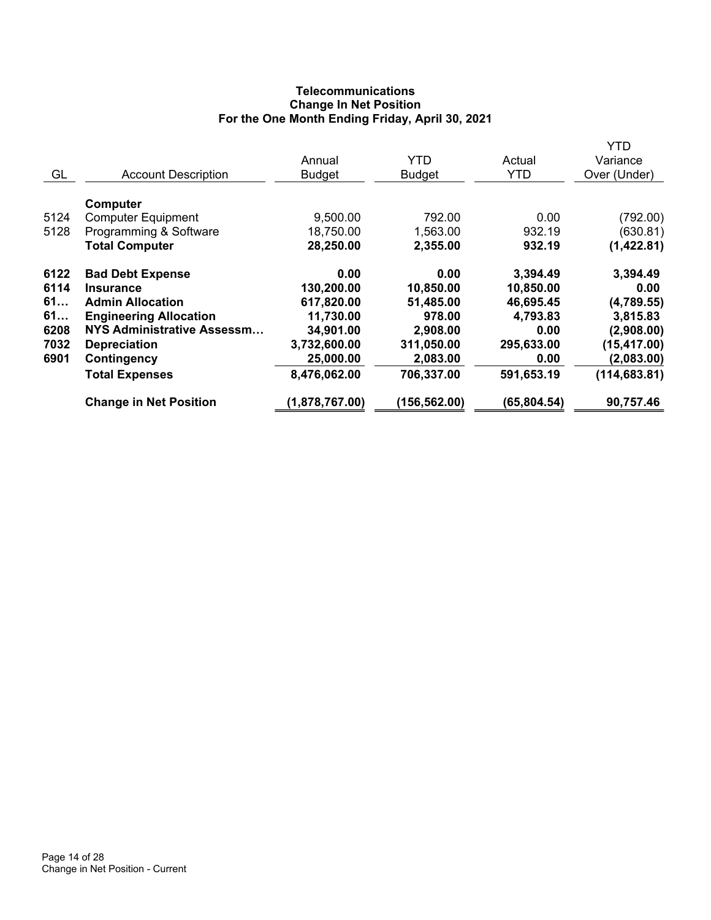# Telecommunications
## Change In Net Position
### For the One Month Ending Friday, April 30, 2021

| GL | Account Description | Annual Budget | YTD Budget | Actual YTD | YTD Variance Over (Under) |
|---|---|---|---|---|---|
| | **Computer** | | | | |
| 5124 | Computer Equipment | 9,500.00 | 792.00 | 0.00 | (792.00) |
| 5128 | Programming & Software | 18,750.00 | 1,563.00 | 932.19 | (630.81) |
| | **Total Computer** | **28,250.00** | **2,355.00** | **932.19** | **(1,422.81)** |
| **6122** | **Bad Debt Expense** | **0.00** | **0.00** | **3,394.49** | **3,394.49** |
| **6114** | **Insurance** | **130,200.00** | **10,850.00** | **10,850.00** | **0.00** |
| **61…** | **Admin Allocation** | **617,820.00** | **51,485.00** | **46,695.45** | **(4,789.55)** |
| **61…** | **Engineering Allocation** | **11,730.00** | **978.00** | **4,793.83** | **3,815.83** |
| **6208** | **NYS Administrative Assessm…** | **34,901.00** | **2,908.00** | **0.00** | **(2,908.00)** |
| **7032** | **Depreciation** | **3,732,600.00** | **311,050.00** | **295,633.00** | **(15,417.00)** |
| **6901** | **Contingency** | **25,000.00** | **2,083.00** | **0.00** | **(2,083.00)** |
| | **Total Expenses** | **8,476,062.00** | **706,337.00** | **591,653.19** | **(114,683.81)** |
| | **Change in Net Position** | **(1,878,767.00)** | **(156,562.00)** | **(65,804.54)** | **90,757.46** |

Change in Net Position - Current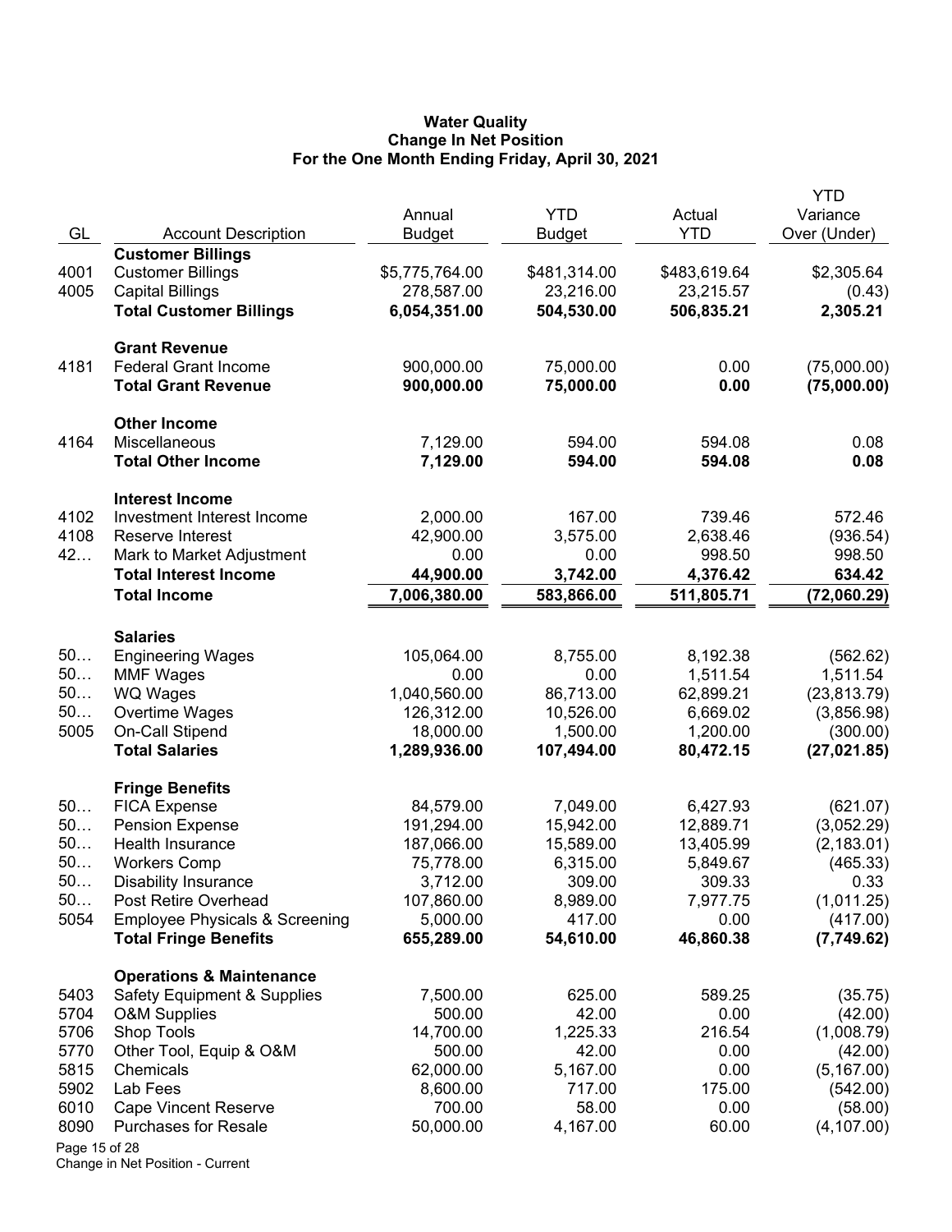**Water Quality**
**Change In Net Position**
**For the One Month Ending Friday, April 30, 2021**

| GL | Account Description | Annual Budget | YTD Budget | Actual YTD | YTD Variance Over (Under) |
|---|---|---|---|---|---|
| | **Customer Billings** | | | | |
| 4001 | Customer Billings | $5,775,764.00 | $481,314.00 | $483,619.64 | $2,305.64 |
| 4005 | Capital Billings | 278,587.00 | 23,216.00 | 23,215.57 | (0.43) |
| | **Total Customer Billings** | **6,054,351.00** | **504,530.00** | **506,835.21** | **2,305.21** |
| | **Grant Revenue** | | | | |
| 4181 | Federal Grant Income | 900,000.00 | 75,000.00 | 0.00 | (75,000.00) |
| | **Total Grant Revenue** | **900,000.00** | **75,000.00** | **0.00** | **(75,000.00)** |
| | **Other Income** | | | | |
| 4164 | Miscellaneous | 7,129.00 | 594.00 | 594.08 | 0.08 |
| | **Total Other Income** | **7,129.00** | **594.00** | **594.08** | **0.08** |
| | **Interest Income** | | | | |
| 4102 | Investment Interest Income | 2,000.00 | 167.00 | 739.46 | 572.46 |
| 4108 | Reserve Interest | 42,900.00 | 3,575.00 | 2,638.46 | (936.54) |
| 42… | Mark to Market Adjustment | 0.00 | 0.00 | 998.50 | 998.50 |
| | **Total Interest Income** | **44,900.00** | **3,742.00** | **4,376.42** | **634.42** |
| | **Total Income** | **7,006,380.00** | **583,866.00** | **511,805.71** | **(72,060.29)** |
| | **Salaries** | | | | |
| 50… | Engineering Wages | 105,064.00 | 8,755.00 | 8,192.38 | (562.62) |
| 50… | MMF Wages | 0.00 | 0.00 | 1,511.54 | 1,511.54 |
| 50… | WQ Wages | 1,040,560.00 | 86,713.00 | 62,899.21 | (23,813.79) |
| 50… | Overtime Wages | 126,312.00 | 10,526.00 | 6,669.02 | (3,856.98) |
| 5005 | On-Call Stipend | 18,000.00 | 1,500.00 | 1,200.00 | (300.00) |
| | **Total Salaries** | **1,289,936.00** | **107,494.00** | **80,472.15** | **(27,021.85)** |
| | **Fringe Benefits** | | | | |
| 50… | FICA Expense | 84,579.00 | 7,049.00 | 6,427.93 | (621.07) |
| 50… | Pension Expense | 191,294.00 | 15,942.00 | 12,889.71 | (3,052.29) |
| 50… | Health Insurance | 187,066.00 | 15,589.00 | 13,405.99 | (2,183.01) |
| 50… | Workers Comp | 75,778.00 | 6,315.00 | 5,849.67 | (465.33) |
| 50… | Disability Insurance | 3,712.00 | 309.00 | 309.33 | 0.33 |
| 50… | Post Retire Overhead | 107,860.00 | 8,989.00 | 7,977.75 | (1,011.25) |
| 5054 | Employee Physicals & Screening | 5,000.00 | 417.00 | 0.00 | (417.00) |
| | **Total Fringe Benefits** | **655,289.00** | **54,610.00** | **46,860.38** | **(7,749.62)** |
| | **Operations & Maintenance** | | | | |
| 5403 | Safety Equipment & Supplies | 7,500.00 | 625.00 | 589.25 | (35.75) |
| 5704 | O&M Supplies | 500.00 | 42.00 | 0.00 | (42.00) |
| 5706 | Shop Tools | 14,700.00 | 1,225.33 | 216.54 | (1,008.79) |
| 5770 | Other Tool, Equip & O&M | 500.00 | 42.00 | 0.00 | (42.00) |
| 5815 | Chemicals | 62,000.00 | 5,167.00 | 0.00 | (5,167.00) |
| 5902 | Lab Fees | 8,600.00 | 717.00 | 175.00 | (542.00) |
| 6010 | Cape Vincent Reserve | 700.00 | 58.00 | 0.00 | (58.00) |
| 8090 | Purchases for Resale | 50,000.00 | 4,167.00 | 60.00 | (4,107.00) |

Change in Net Position - Current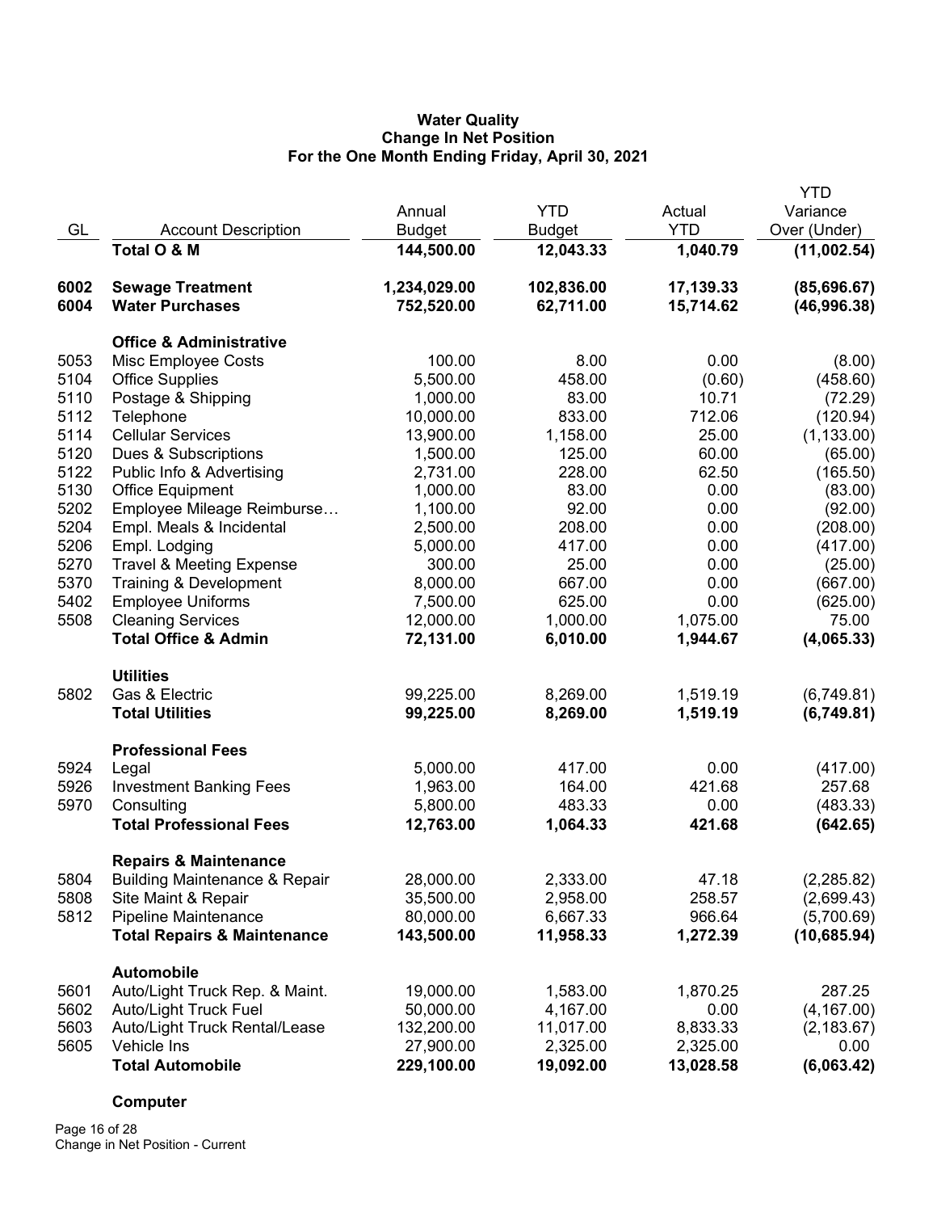# Water Quality
## Change In Net Position
### For the One Month Ending Friday, April 30, 2021

| GL | Account Description | Annual Budget | YTD Budget | Actual YTD | YTD Variance Over (Under) |
|---|---|---|---|---|---|
| | **Total O & M** | **144,500.00** | **12,043.33** | **1,040.79** | **(11,002.54)** |
| **6002** | **Sewage Treatment** | **1,234,029.00** | **102,836.00** | **17,139.33** | **(85,696.67)** |
| **6004** | **Water Purchases** | **752,520.00** | **62,711.00** | **15,714.62** | **(46,996.38)** |
| | **Office & Administrative** | | | | |
| 5053 | Misc Employee Costs | 100.00 | 8.00 | 0.00 | (8.00) |
| 5104 | Office Supplies | 5,500.00 | 458.00 | (0.60) | (458.60) |
| 5110 | Postage & Shipping | 1,000.00 | 83.00 | 10.71 | (72.29) |
| 5112 | Telephone | 10,000.00 | 833.00 | 712.06 | (120.94) |
| 5114 | Cellular Services | 13,900.00 | 1,158.00 | 25.00 | (1,133.00) |
| 5120 | Dues & Subscriptions | 1,500.00 | 125.00 | 60.00 | (65.00) |
| 5122 | Public Info & Advertising | 2,731.00 | 228.00 | 62.50 | (165.50) |
| 5130 | Office Equipment | 1,000.00 | 83.00 | 0.00 | (83.00) |
| 5202 | Employee Mileage Reimburse… | 1,100.00 | 92.00 | 0.00 | (92.00) |
| 5204 | Empl. Meals & Incidental | 2,500.00 | 208.00 | 0.00 | (208.00) |
| 5206 | Empl. Lodging | 5,000.00 | 417.00 | 0.00 | (417.00) |
| 5270 | Travel & Meeting Expense | 300.00 | 25.00 | 0.00 | (25.00) |
| 5370 | Training & Development | 8,000.00 | 667.00 | 0.00 | (667.00) |
| 5402 | Employee Uniforms | 7,500.00 | 625.00 | 0.00 | (625.00) |
| 5508 | Cleaning Services | 12,000.00 | 1,000.00 | 1,075.00 | 75.00 |
| | **Total Office & Admin** | **72,131.00** | **6,010.00** | **1,944.67** | **(4,065.33)** |
| | **Utilities** | | | | |
| 5802 | Gas & Electric | 99,225.00 | 8,269.00 | 1,519.19 | (6,749.81) |
| | **Total Utilities** | **99,225.00** | **8,269.00** | **1,519.19** | **(6,749.81)** |
| | **Professional Fees** | | | | |
| 5924 | Legal | 5,000.00 | 417.00 | 0.00 | (417.00) |
| 5926 | Investment Banking Fees | 1,963.00 | 164.00 | 421.68 | 257.68 |
| 5970 | Consulting | 5,800.00 | 483.33 | 0.00 | (483.33) |
| | **Total Professional Fees** | **12,763.00** | **1,064.33** | **421.68** | **(642.65)** |
| | **Repairs & Maintenance** | | | | |
| 5804 | Building Maintenance & Repair | 28,000.00 | 2,333.00 | 47.18 | (2,285.82) |
| 5808 | Site Maint & Repair | 35,500.00 | 2,958.00 | 258.57 | (2,699.43) |
| 5812 | Pipeline Maintenance | 80,000.00 | 6,667.33 | 966.64 | (5,700.69) |
| | **Total Repairs & Maintenance** | **143,500.00** | **11,958.33** | **1,272.39** | **(10,685.94)** |
| | **Automobile** | | | | |
| 5601 | Auto/Light Truck Rep. & Maint. | 19,000.00 | 1,583.00 | 1,870.25 | 287.25 |
| 5602 | Auto/Light Truck Fuel | 50,000.00 | 4,167.00 | 0.00 | (4,167.00) |
| 5603 | Auto/Light Truck Rental/Lease | 132,200.00 | 11,017.00 | 8,833.33 | (2,183.67) |
| 5605 | Vehicle Ins | 27,900.00 | 2,325.00 | 2,325.00 | 0.00 |
| | **Total Automobile** | **229,100.00** | **19,092.00** | **13,028.58** | **(6,063.42)** |
| | **Computer** | | | | |

Change in Net Position - Current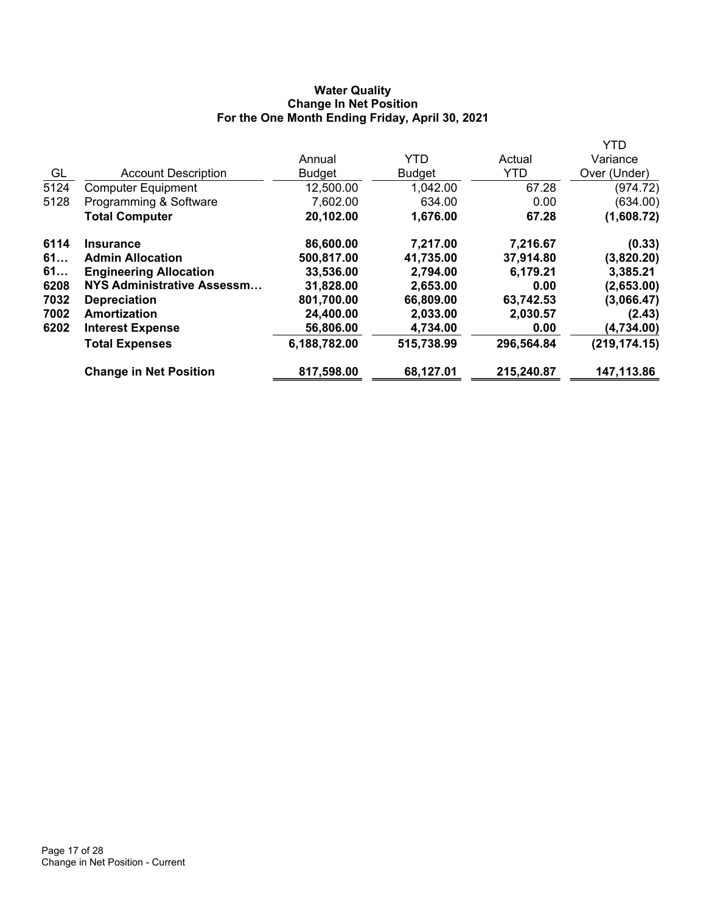**Water Quality**
**Change In Net Position**
**For the One Month Ending Friday, April 30, 2021**

| GL | Account Description | Annual Budget | YTD Budget | Actual YTD | YTD Variance Over (Under) |
|---|---|---|---|---|---|
| 5124 | Computer Equipment | 12,500.00 | 1,042.00 | 67.28 | (974.72) |
| 5128 | Programming & Software | 7,602.00 | 634.00 | 0.00 | (634.00) |
| | **Total Computer** | **20,102.00** | **1,676.00** | **67.28** | **(1,608.72)** |
| **6114** | **Insurance** | **86,600.00** | **7,217.00** | **7,216.67** | **(0.33)** |
| **61…** | **Admin Allocation** | **500,817.00** | **41,735.00** | **37,914.80** | **(3,820.20)** |
| **61…** | **Engineering Allocation** | **33,536.00** | **2,794.00** | **6,179.21** | **3,385.21** |
| **6208** | **NYS Administrative Assessm…** | **31,828.00** | **2,653.00** | **0.00** | **(2,653.00)** |
| **7032** | **Depreciation** | **801,700.00** | **66,809.00** | **63,742.53** | **(3,066.47)** |
| **7002** | **Amortization** | **24,400.00** | **2,033.00** | **2,030.57** | **(2.43)** |
| **6202** | **Interest Expense** | **56,806.00** | **4,734.00** | **0.00** | **(4,734.00)** |
| | **Total Expenses** | **6,188,782.00** | **515,738.99** | **296,564.84** | **(219,174.15)** |
| | **Change in Net Position** | **817,598.00** | **68,127.01** | **215,240.87** | **147,113.86** |

Change in Net Position - Current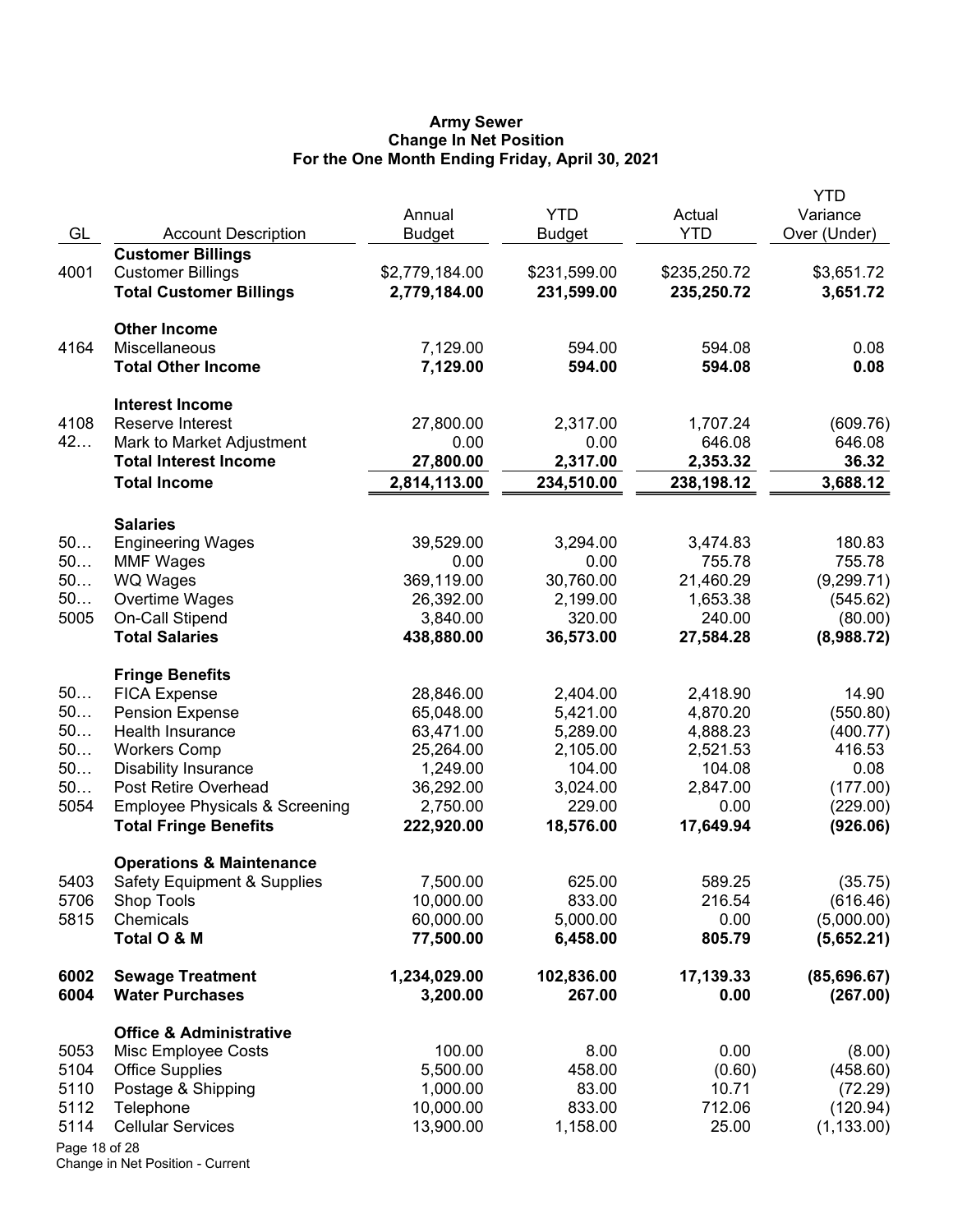**Army Sewer**
**Change In Net Position**
**For the One Month Ending Friday, April 30, 2021**

| GL | Account Description | Annual Budget | YTD Budget | Actual YTD | YTD Variance Over (Under) |
|---|---|---|---|---|---|
| | **Customer Billings** | | | | |
| 4001 | Customer Billings | $2,779,184.00 | $231,599.00 | $235,250.72 | $3,651.72 |
| | **Total Customer Billings** | **2,779,184.00** | **231,599.00** | **235,250.72** | **3,651.72** |
| | **Other Income** | | | | |
| 4164 | Miscellaneous | 7,129.00 | 594.00 | 594.08 | 0.08 |
| | **Total Other Income** | **7,129.00** | **594.00** | **594.08** | **0.08** |
| | **Interest Income** | | | | |
| 4108 | Reserve Interest | 27,800.00 | 2,317.00 | 1,707.24 | (609.76) |
| 42… | Mark to Market Adjustment | 0.00 | 0.00 | 646.08 | 646.08 |
| | **Total Interest Income** | **27,800.00** | **2,317.00** | **2,353.32** | **36.32** |
| | **Total Income** | **2,814,113.00** | **234,510.00** | **238,198.12** | **3,688.12** |
| | **Salaries** | | | | |
| 50… | Engineering Wages | 39,529.00 | 3,294.00 | 3,474.83 | 180.83 |
| 50… | MMF Wages | 0.00 | 0.00 | 755.78 | 755.78 |
| 50… | WQ Wages | 369,119.00 | 30,760.00 | 21,460.29 | (9,299.71) |
| 50… | Overtime Wages | 26,392.00 | 2,199.00 | 1,653.38 | (545.62) |
| 5005 | On-Call Stipend | 3,840.00 | 320.00 | 240.00 | (80.00) |
| | **Total Salaries** | **438,880.00** | **36,573.00** | **27,584.28** | **(8,988.72)** |
| | **Fringe Benefits** | | | | |
| 50… | FICA Expense | 28,846.00 | 2,404.00 | 2,418.90 | 14.90 |
| 50… | Pension Expense | 65,048.00 | 5,421.00 | 4,870.20 | (550.80) |
| 50… | Health Insurance | 63,471.00 | 5,289.00 | 4,888.23 | (400.77) |
| 50… | Workers Comp | 25,264.00 | 2,105.00 | 2,521.53 | 416.53 |
| 50… | Disability Insurance | 1,249.00 | 104.00 | 104.08 | 0.08 |
| 50… | Post Retire Overhead | 36,292.00 | 3,024.00 | 2,847.00 | (177.00) |
| 5054 | Employee Physicals & Screening | 2,750.00 | 229.00 | 0.00 | (229.00) |
| | **Total Fringe Benefits** | **222,920.00** | **18,576.00** | **17,649.94** | **(926.06)** |
| | **Operations & Maintenance** | | | | |
| 5403 | Safety Equipment & Supplies | 7,500.00 | 625.00 | 589.25 | (35.75) |
| 5706 | Shop Tools | 10,000.00 | 833.00 | 216.54 | (616.46) |
| 5815 | Chemicals | 60,000.00 | 5,000.00 | 0.00 | (5,000.00) |
| | **Total O & M** | **77,500.00** | **6,458.00** | **805.79** | **(5,652.21)** |
| **6002** | **Sewage Treatment** | **1,234,029.00** | **102,836.00** | **17,139.33** | **(85,696.67)** |
| **6004** | **Water Purchases** | **3,200.00** | **267.00** | **0.00** | **(267.00)** |
| | **Office & Administrative** | | | | |
| 5053 | Misc Employee Costs | 100.00 | 8.00 | 0.00 | (8.00) |
| 5104 | Office Supplies | 5,500.00 | 458.00 | (0.60) | (458.60) |
| 5110 | Postage & Shipping | 1,000.00 | 83.00 | 10.71 | (72.29) |
| 5112 | Telephone | 10,000.00 | 833.00 | 712.06 | (120.94) |
| 5114 | Cellular Services | 13,900.00 | 1,158.00 | 25.00 | (1,133.00) |

Change in Net Position - Current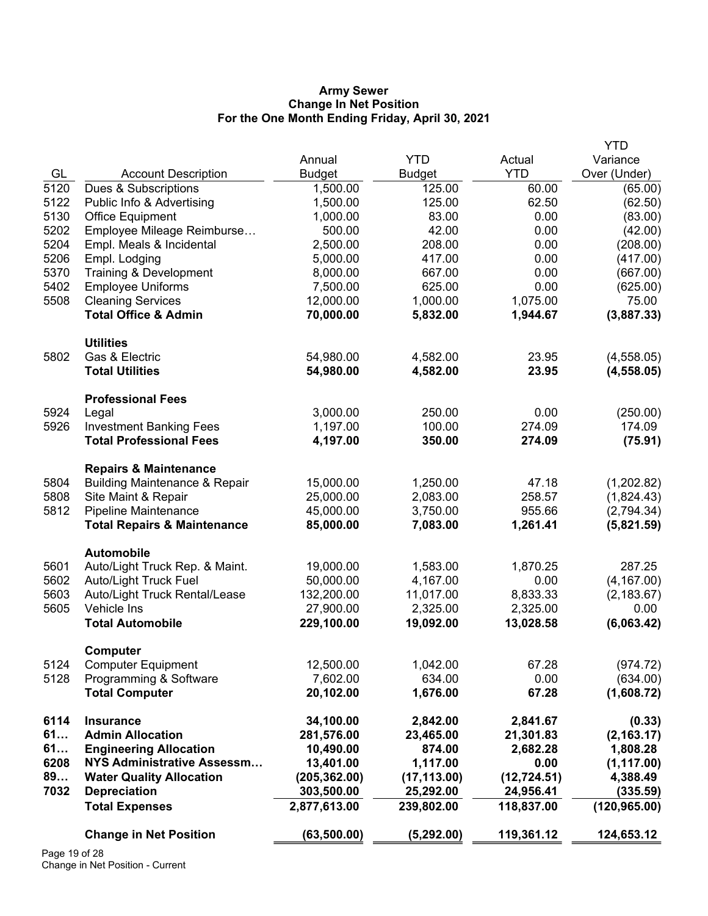**Army Sewer**
**Change In Net Position**
**For the One Month Ending Friday, April 30, 2021**

| GL | Account Description | Annual Budget | YTD Budget | Actual YTD | YTD Variance Over (Under) |
|---|---|---|---|---|---|
| 5120 | Dues & Subscriptions | 1,500.00 | 125.00 | 60.00 | (65.00) |
| 5122 | Public Info & Advertising | 1,500.00 | 125.00 | 62.50 | (62.50) |
| 5130 | Office Equipment | 1,000.00 | 83.00 | 0.00 | (83.00) |
| 5202 | Employee Mileage Reimburse… | 500.00 | 42.00 | 0.00 | (42.00) |
| 5204 | Empl. Meals & Incidental | 2,500.00 | 208.00 | 0.00 | (208.00) |
| 5206 | Empl. Lodging | 5,000.00 | 417.00 | 0.00 | (417.00) |
| 5370 | Training & Development | 8,000.00 | 667.00 | 0.00 | (667.00) |
| 5402 | Employee Uniforms | 7,500.00 | 625.00 | 0.00 | (625.00) |
| 5508 | Cleaning Services | 12,000.00 | 1,000.00 | 1,075.00 | 75.00 |
| | **Total Office & Admin** | **70,000.00** | **5,832.00** | **1,944.67** | **(3,887.33)** |
| | **Utilities** | | | | |
| 5802 | Gas & Electric | 54,980.00 | 4,582.00 | 23.95 | (4,558.05) |
| | **Total Utilities** | **54,980.00** | **4,582.00** | **23.95** | **(4,558.05)** |
| | **Professional Fees** | | | | |
| 5924 | Legal | 3,000.00 | 250.00 | 0.00 | (250.00) |
| 5926 | Investment Banking Fees | 1,197.00 | 100.00 | 274.09 | 174.09 |
| | **Total Professional Fees** | **4,197.00** | **350.00** | **274.09** | **(75.91)** |
| | **Repairs & Maintenance** | | | | |
| 5804 | Building Maintenance & Repair | 15,000.00 | 1,250.00 | 47.18 | (1,202.82) |
| 5808 | Site Maint & Repair | 25,000.00 | 2,083.00 | 258.57 | (1,824.43) |
| 5812 | Pipeline Maintenance | 45,000.00 | 3,750.00 | 955.66 | (2,794.34) |
| | **Total Repairs & Maintenance** | **85,000.00** | **7,083.00** | **1,261.41** | **(5,821.59)** |
| | **Automobile** | | | | |
| 5601 | Auto/Light Truck Rep. & Maint. | 19,000.00 | 1,583.00 | 1,870.25 | 287.25 |
| 5602 | Auto/Light Truck Fuel | 50,000.00 | 4,167.00 | 0.00 | (4,167.00) |
| 5603 | Auto/Light Truck Rental/Lease | 132,200.00 | 11,017.00 | 8,833.33 | (2,183.67) |
| 5605 | Vehicle Ins | 27,900.00 | 2,325.00 | 2,325.00 | 0.00 |
| | **Total Automobile** | **229,100.00** | **19,092.00** | **13,028.58** | **(6,063.42)** |
| | **Computer** | | | | |
| 5124 | Computer Equipment | 12,500.00 | 1,042.00 | 67.28 | (974.72) |
| 5128 | Programming & Software | 7,602.00 | 634.00 | 0.00 | (634.00) |
| | **Total Computer** | **20,102.00** | **1,676.00** | **67.28** | **(1,608.72)** |
| **6114** | **Insurance** | **34,100.00** | **2,842.00** | **2,841.67** | **(0.33)** |
| **61…** | **Admin Allocation** | **281,576.00** | **23,465.00** | **21,301.83** | **(2,163.17)** |
| **61…** | **Engineering Allocation** | **10,490.00** | **874.00** | **2,682.28** | **1,808.28** |
| **6208** | **NYS Administrative Assessm…** | **13,401.00** | **1,117.00** | **0.00** | **(1,117.00)** |
| **89…** | **Water Quality Allocation** | **(205,362.00)** | **(17,113.00)** | **(12,724.51)** | **4,388.49** |
| **7032** | **Depreciation** | **303,500.00** | **25,292.00** | **24,956.41** | **(335.59)** |
| | **Total Expenses** | **2,877,613.00** | **239,802.00** | **118,837.00** | **(120,965.00)** |
| | **Change in Net Position** | **(63,500.00)** | **(5,292.00)** | **119,361.12** | **124,653.12** |

Change in Net Position - Current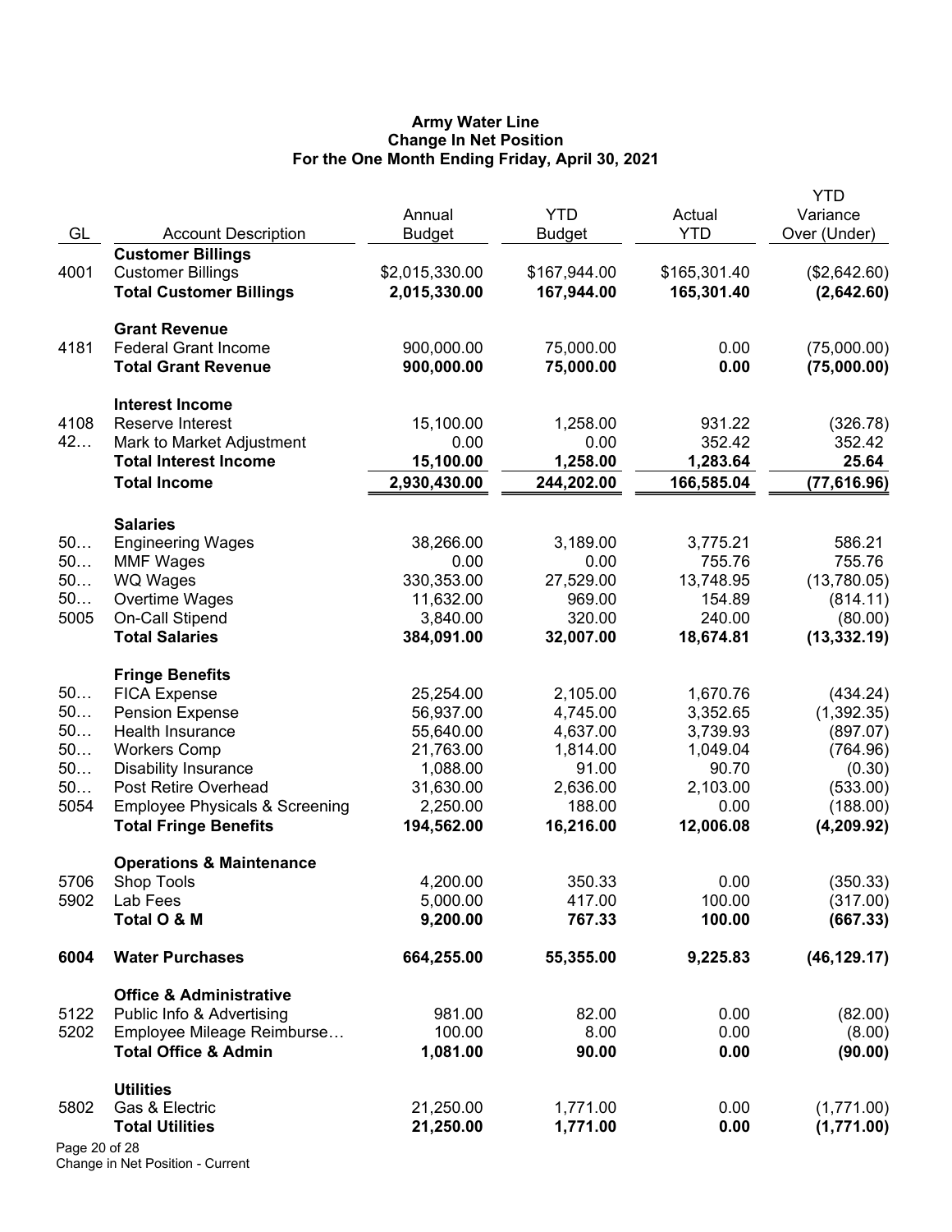**Army Water Line**
**Change In Net Position**
**For the One Month Ending Friday, April 30, 2021**

| GL | Account Description | Annual Budget | YTD Budget | Actual YTD | YTD Variance Over (Under) |
|---|---|---|---|---|---|
| | **Customer Billings** | | | | |
| 4001 | Customer Billings | $2,015,330.00 | $167,944.00 | $165,301.40 | ($2,642.60) |
| | **Total Customer Billings** | **2,015,330.00** | **167,944.00** | **165,301.40** | **(2,642.60)** |
| | **Grant Revenue** | | | | |
| 4181 | Federal Grant Income | 900,000.00 | 75,000.00 | 0.00 | (75,000.00) |
| | **Total Grant Revenue** | **900,000.00** | **75,000.00** | **0.00** | **(75,000.00)** |
| | **Interest Income** | | | | |
| 4108 | Reserve Interest | 15,100.00 | 1,258.00 | 931.22 | (326.78) |
| 42… | Mark to Market Adjustment | 0.00 | 0.00 | 352.42 | 352.42 |
| | **Total Interest Income** | **15,100.00** | **1,258.00** | **1,283.64** | **25.64** |
| | **Total Income** | **2,930,430.00** | **244,202.00** | **166,585.04** | **(77,616.96)** |
| | **Salaries** | | | | |
| 50… | Engineering Wages | 38,266.00 | 3,189.00 | 3,775.21 | 586.21 |
| 50… | MMF Wages | 0.00 | 0.00 | 755.76 | 755.76 |
| 50… | WQ Wages | 330,353.00 | 27,529.00 | 13,748.95 | (13,780.05) |
| 50… | Overtime Wages | 11,632.00 | 969.00 | 154.89 | (814.11) |
| 5005 | On-Call Stipend | 3,840.00 | 320.00 | 240.00 | (80.00) |
| | **Total Salaries** | **384,091.00** | **32,007.00** | **18,674.81** | **(13,332.19)** |
| | **Fringe Benefits** | | | | |
| 50… | FICA Expense | 25,254.00 | 2,105.00 | 1,670.76 | (434.24) |
| 50… | Pension Expense | 56,937.00 | 4,745.00 | 3,352.65 | (1,392.35) |
| 50… | Health Insurance | 55,640.00 | 4,637.00 | 3,739.93 | (897.07) |
| 50… | Workers Comp | 21,763.00 | 1,814.00 | 1,049.04 | (764.96) |
| 50… | Disability Insurance | 1,088.00 | 91.00 | 90.70 | (0.30) |
| 50… | Post Retire Overhead | 31,630.00 | 2,636.00 | 2,103.00 | (533.00) |
| 5054 | Employee Physicals & Screening | 2,250.00 | 188.00 | 0.00 | (188.00) |
| | **Total Fringe Benefits** | **194,562.00** | **16,216.00** | **12,006.08** | **(4,209.92)** |
| | **Operations & Maintenance** | | | | |
| 5706 | Shop Tools | 4,200.00 | 350.33 | 0.00 | (350.33) |
| 5902 | Lab Fees | 5,000.00 | 417.00 | 100.00 | (317.00) |
| | **Total O & M** | **9,200.00** | **767.33** | **100.00** | **(667.33)** |
| **6004** | **Water Purchases** | **664,255.00** | **55,355.00** | **9,225.83** | **(46,129.17)** |
| | **Office & Administrative** | | | | |
| 5122 | Public Info & Advertising | 981.00 | 82.00 | 0.00 | (82.00) |
| 5202 | Employee Mileage Reimburse… | 100.00 | 8.00 | 0.00 | (8.00) |
| | **Total Office & Admin** | **1,081.00** | **90.00** | **0.00** | **(90.00)** |
| | **Utilities** | | | | |
| 5802 | Gas & Electric | 21,250.00 | 1,771.00 | 0.00 | (1,771.00) |
| | **Total Utilities** | **21,250.00** | **1,771.00** | **0.00** | **(1,771.00)** |

Change in Net Position - Current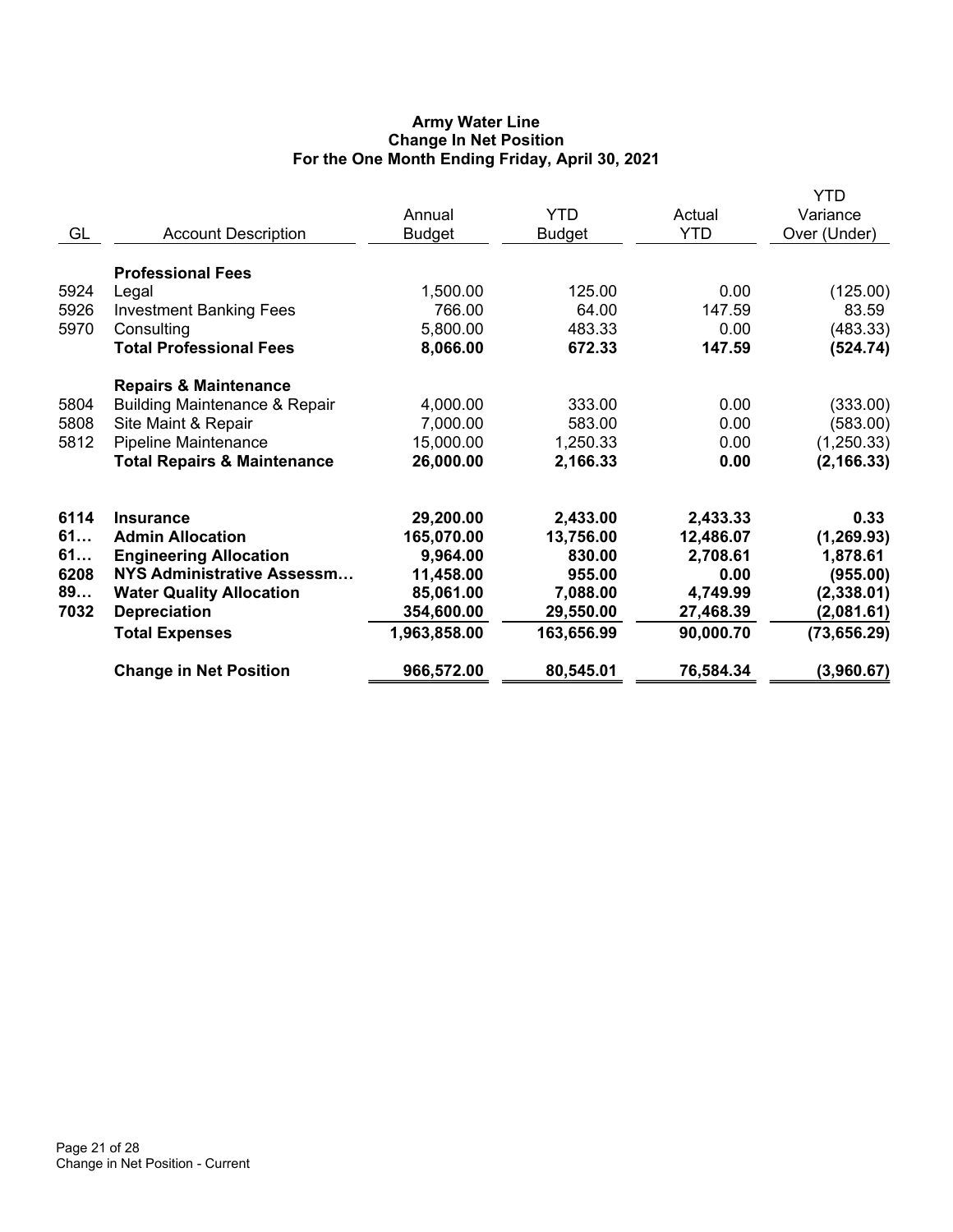**Army Water Line**
**Change In Net Position**
**For the One Month Ending Friday, April 30, 2021**

| GL | Account Description | Annual Budget | YTD Budget | Actual YTD | YTD Variance Over (Under) |
|---|---|---|---|---|---|
| | **Professional Fees** | | | | |
| 5924 | Legal | 1,500.00 | 125.00 | 0.00 | (125.00) |
| 5926 | Investment Banking Fees | 766.00 | 64.00 | 147.59 | 83.59 |
| 5970 | Consulting | 5,800.00 | 483.33 | 0.00 | (483.33) |
| | **Total Professional Fees** | **8,066.00** | **672.33** | **147.59** | **(524.74)** |
| | **Repairs & Maintenance** | | | | |
| 5804 | Building Maintenance & Repair | 4,000.00 | 333.00 | 0.00 | (333.00) |
| 5808 | Site Maint & Repair | 7,000.00 | 583.00 | 0.00 | (583.00) |
| 5812 | Pipeline Maintenance | 15,000.00 | 1,250.33 | 0.00 | (1,250.33) |
| | **Total Repairs & Maintenance** | **26,000.00** | **2,166.33** | **0.00** | **(2,166.33)** |
| **6114** | **Insurance** | **29,200.00** | **2,433.00** | **2,433.33** | **0.33** |
| **61…** | **Admin Allocation** | **165,070.00** | **13,756.00** | **12,486.07** | **(1,269.93)** |
| **61…** | **Engineering Allocation** | **9,964.00** | **830.00** | **2,708.61** | **1,878.61** |
| **6208** | **NYS Administrative Assessm…** | **11,458.00** | **955.00** | **0.00** | **(955.00)** |
| **89…** | **Water Quality Allocation** | **85,061.00** | **7,088.00** | **4,749.99** | **(2,338.01)** |
| **7032** | **Depreciation** | **354,600.00** | **29,550.00** | **27,468.39** | **(2,081.61)** |
| | **Total Expenses** | **1,963,858.00** | **163,656.99** | **90,000.70** | **(73,656.29)** |
| | **Change in Net Position** | **966,572.00** | **80,545.01** | **76,584.34** | **(3,960.67)** |

Change in Net Position - Current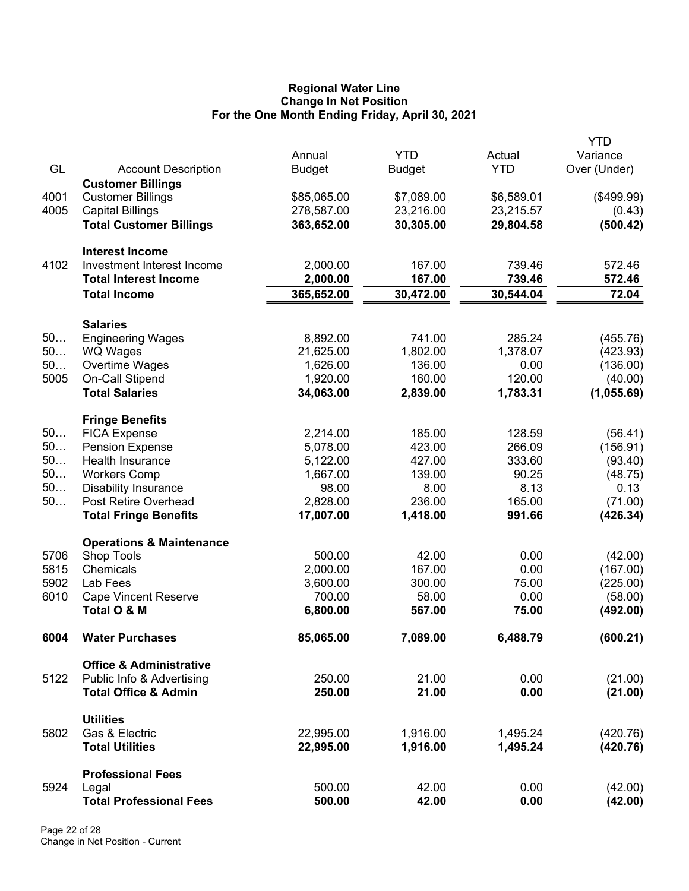**Regional Water Line**
**Change In Net Position**
**For the One Month Ending Friday, April 30, 2021**

| GL | Account Description | Annual Budget | YTD Budget | Actual YTD | YTD Variance Over (Under) |
|---|---|---|---|---|---|
| | **Customer Billings** | | | | |
| 4001 | Customer Billings | $85,065.00 | $7,089.00 | $6,589.01 | ($499.99) |
| 4005 | Capital Billings | 278,587.00 | 23,216.00 | 23,215.57 | (0.43) |
| | **Total Customer Billings** | **363,652.00** | **30,305.00** | **29,804.58** | **(500.42)** |
| | **Interest Income** | | | | |
| 4102 | Investment Interest Income | 2,000.00 | 167.00 | 739.46 | 572.46 |
| | **Total Interest Income** | **2,000.00** | **167.00** | **739.46** | **572.46** |
| | **Total Income** | **365,652.00** | **30,472.00** | **30,544.04** | **72.04** |
| | **Salaries** | | | | |
| 50… | Engineering Wages | 8,892.00 | 741.00 | 285.24 | (455.76) |
| 50… | WQ Wages | 21,625.00 | 1,802.00 | 1,378.07 | (423.93) |
| 50… | Overtime Wages | 1,626.00 | 136.00 | 0.00 | (136.00) |
| 5005 | On-Call Stipend | 1,920.00 | 160.00 | 120.00 | (40.00) |
| | **Total Salaries** | **34,063.00** | **2,839.00** | **1,783.31** | **(1,055.69)** |
| | **Fringe Benefits** | | | | |
| 50… | FICA Expense | 2,214.00 | 185.00 | 128.59 | (56.41) |
| 50… | Pension Expense | 5,078.00 | 423.00 | 266.09 | (156.91) |
| 50… | Health Insurance | 5,122.00 | 427.00 | 333.60 | (93.40) |
| 50… | Workers Comp | 1,667.00 | 139.00 | 90.25 | (48.75) |
| 50… | Disability Insurance | 98.00 | 8.00 | 8.13 | 0.13 |
| 50… | Post Retire Overhead | 2,828.00 | 236.00 | 165.00 | (71.00) |
| | **Total Fringe Benefits** | **17,007.00** | **1,418.00** | **991.66** | **(426.34)** |
| | **Operations & Maintenance** | | | | |
| 5706 | Shop Tools | 500.00 | 42.00 | 0.00 | (42.00) |
| 5815 | Chemicals | 2,000.00 | 167.00 | 0.00 | (167.00) |
| 5902 | Lab Fees | 3,600.00 | 300.00 | 75.00 | (225.00) |
| 6010 | Cape Vincent Reserve | 700.00 | 58.00 | 0.00 | (58.00) |
| | **Total O & M** | **6,800.00** | **567.00** | **75.00** | **(492.00)** |
| **6004** | **Water Purchases** | **85,065.00** | **7,089.00** | **6,488.79** | **(600.21)** |
| | **Office & Administrative** | | | | |
| 5122 | Public Info & Advertising | 250.00 | 21.00 | 0.00 | (21.00) |
| | **Total Office & Admin** | **250.00** | **21.00** | **0.00** | **(21.00)** |
| | **Utilities** | | | | |
| 5802 | Gas & Electric | 22,995.00 | 1,916.00 | 1,495.24 | (420.76) |
| | **Total Utilities** | **22,995.00** | **1,916.00** | **1,495.24** | **(420.76)** |
| | **Professional Fees** | | | | |
| 5924 | Legal | 500.00 | 42.00 | 0.00 | (42.00) |
| | **Total Professional Fees** | **500.00** | **42.00** | **0.00** | **(42.00)** |

Change in Net Position - Current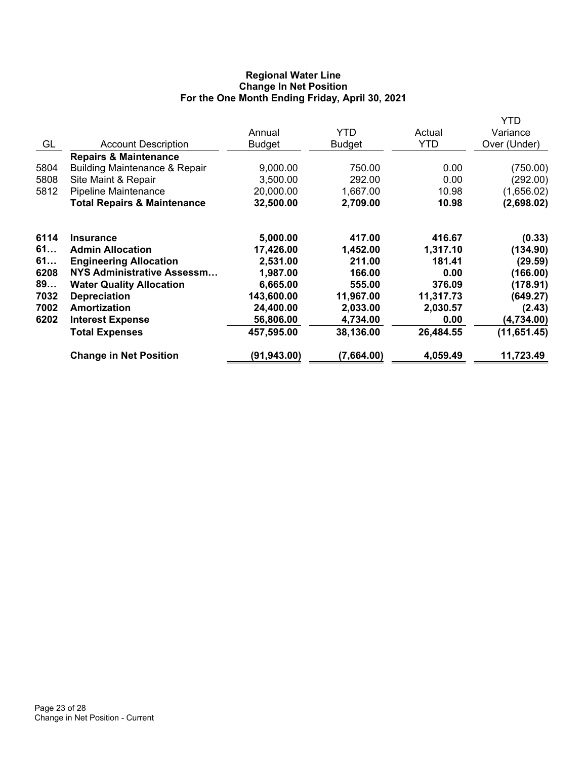**Regional Water Line**
**Change In Net Position**
**For the One Month Ending Friday, April 30, 2021**

| GL | Account Description | Annual Budget | YTD Budget | Actual YTD | YTD Variance Over (Under) |
|---|---|---|---|---|---|
| | **Repairs & Maintenance** | | | | |
| 5804 | Building Maintenance & Repair | 9,000.00 | 750.00 | 0.00 | (750.00) |
| 5808 | Site Maint & Repair | 3,500.00 | 292.00 | 0.00 | (292.00) |
| 5812 | Pipeline Maintenance | 20,000.00 | 1,667.00 | 10.98 | (1,656.02) |
| | **Total Repairs & Maintenance** | **32,500.00** | **2,709.00** | **10.98** | **(2,698.02)** |
| | | | | | |
| **6114** | **Insurance** | **5,000.00** | **417.00** | **416.67** | **(0.33)** |
| **61…** | **Admin Allocation** | **17,426.00** | **1,452.00** | **1,317.10** | **(134.90)** |
| **61…** | **Engineering Allocation** | **2,531.00** | **211.00** | **181.41** | **(29.59)** |
| **6208** | **NYS Administrative Assessm…** | **1,987.00** | **166.00** | **0.00** | **(166.00)** |
| **89…** | **Water Quality Allocation** | **6,665.00** | **555.00** | **376.09** | **(178.91)** |
| **7032** | **Depreciation** | **143,600.00** | **11,967.00** | **11,317.73** | **(649.27)** |
| **7002** | **Amortization** | **24,400.00** | **2,033.00** | **2,030.57** | **(2.43)** |
| **6202** | **Interest Expense** | **56,806.00** | **4,734.00** | **0.00** | **(4,734.00)** |
| | **Total Expenses** | **457,595.00** | **38,136.00** | **26,484.55** | **(11,651.45)** |
| | | | | | |
| | **Change in Net Position** | **(91,943.00)** | **(7,664.00)** | **4,059.49** | **11,723.49** |

Change in Net Position - Current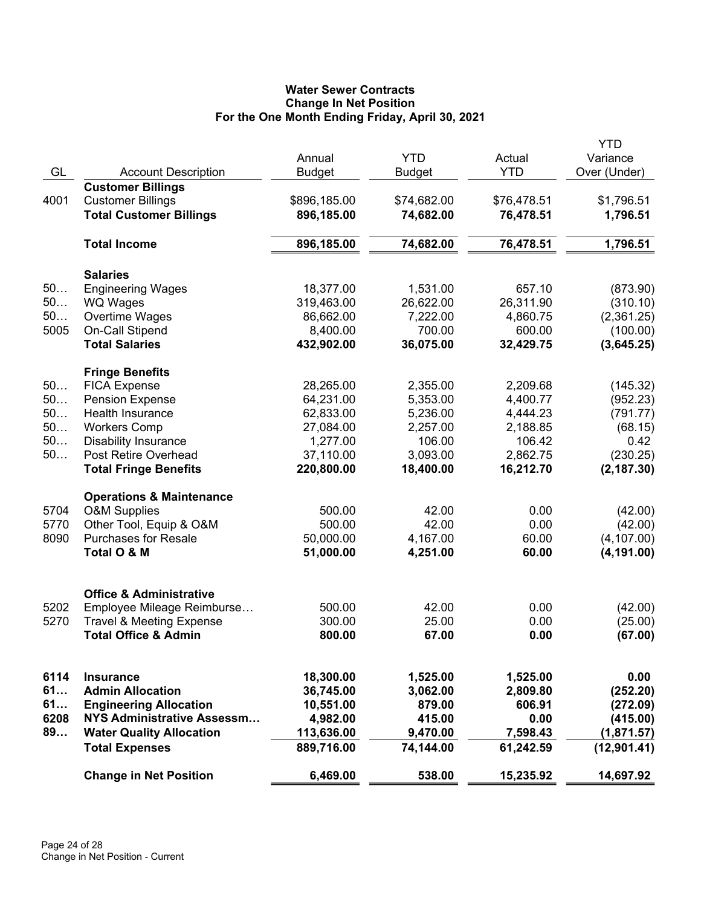# Water Sewer Contracts
## Change In Net Position
### For the One Month Ending Friday, April 30, 2021

| GL | Account Description | Annual Budget | YTD Budget | Actual YTD | YTD Variance Over (Under) |
|---|---|---|---|---|---|
| | **Customer Billings** | | | | |
| 4001 | Customer Billings | $896,185.00 | $74,682.00 | $76,478.51 | $1,796.51 |
| | **Total Customer Billings** | **896,185.00** | **74,682.00** | **76,478.51** | **1,796.51** |
| | **Total Income** | **896,185.00** | **74,682.00** | **76,478.51** | **1,796.51** |
| | **Salaries** | | | | |
| 50… | Engineering Wages | 18,377.00 | 1,531.00 | 657.10 | (873.90) |
| 50… | WQ Wages | 319,463.00 | 26,622.00 | 26,311.90 | (310.10) |
| 50… | Overtime Wages | 86,662.00 | 7,222.00 | 4,860.75 | (2,361.25) |
| 5005 | On-Call Stipend | 8,400.00 | 700.00 | 600.00 | (100.00) |
| | **Total Salaries** | **432,902.00** | **36,075.00** | **32,429.75** | **(3,645.25)** |
| | **Fringe Benefits** | | | | |
| 50… | FICA Expense | 28,265.00 | 2,355.00 | 2,209.68 | (145.32) |
| 50… | Pension Expense | 64,231.00 | 5,353.00 | 4,400.77 | (952.23) |
| 50… | Health Insurance | 62,833.00 | 5,236.00 | 4,444.23 | (791.77) |
| 50… | Workers Comp | 27,084.00 | 2,257.00 | 2,188.85 | (68.15) |
| 50… | Disability Insurance | 1,277.00 | 106.00 | 106.42 | 0.42 |
| 50… | Post Retire Overhead | 37,110.00 | 3,093.00 | 2,862.75 | (230.25) |
| | **Total Fringe Benefits** | **220,800.00** | **18,400.00** | **16,212.70** | **(2,187.30)** |
| | **Operations & Maintenance** | | | | |
| 5704 | O&M Supplies | 500.00 | 42.00 | 0.00 | (42.00) |
| 5770 | Other Tool, Equip & O&M | 500.00 | 42.00 | 0.00 | (42.00) |
| 8090 | Purchases for Resale | 50,000.00 | 4,167.00 | 60.00 | (4,107.00) |
| | **Total O & M** | **51,000.00** | **4,251.00** | **60.00** | **(4,191.00)** |
| | **Office & Administrative** | | | | |
| 5202 | Employee Mileage Reimburse… | 500.00 | 42.00 | 0.00 | (42.00) |
| 5270 | Travel & Meeting Expense | 300.00 | 25.00 | 0.00 | (25.00) |
| | **Total Office & Admin** | **800.00** | **67.00** | **0.00** | **(67.00)** |
| **6114** | **Insurance** | **18,300.00** | **1,525.00** | **1,525.00** | **0.00** |
| **61…** | **Admin Allocation** | **36,745.00** | **3,062.00** | **2,809.80** | **(252.20)** |
| **61…** | **Engineering Allocation** | **10,551.00** | **879.00** | **606.91** | **(272.09)** |
| **6208** | **NYS Administrative Assessm…** | **4,982.00** | **415.00** | **0.00** | **(415.00)** |
| **89…** | **Water Quality Allocation** | **113,636.00** | **9,470.00** | **7,598.43** | **(1,871.57)** |
| | **Total Expenses** | **889,716.00** | **74,144.00** | **61,242.59** | **(12,901.41)** |
| | **Change in Net Position** | **6,469.00** | **538.00** | **15,235.92** | **14,697.92** |

Change in Net Position - Current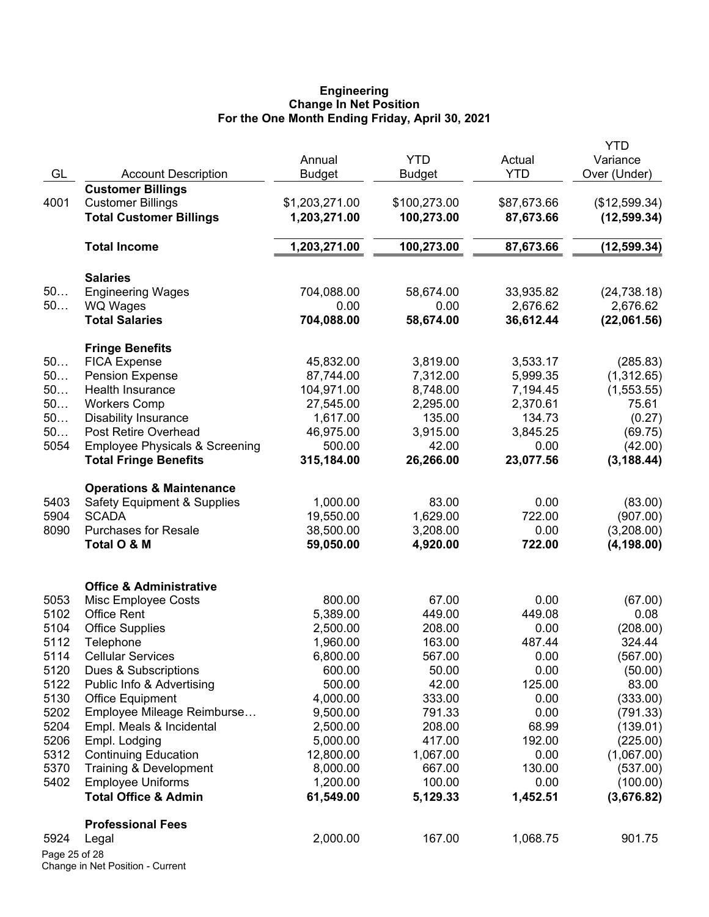**Engineering**
**Change In Net Position**
**For the One Month Ending Friday, April 30, 2021**

| GL | Account Description | Annual Budget | YTD Budget | Actual YTD | YTD Variance Over (Under) |
|---|---|---|---|---|---|
| | **Customer Billings** | | | | |
| 4001 | Customer Billings | $1,203,271.00 | $100,273.00 | $87,673.66 | ($12,599.34) |
| | **Total Customer Billings** | **1,203,271.00** | **100,273.00** | **87,673.66** | **(12,599.34)** |
| | **Total Income** | **1,203,271.00** | **100,273.00** | **87,673.66** | **(12,599.34)** |
| | **Salaries** | | | | |
| 50… | Engineering Wages | 704,088.00 | 58,674.00 | 33,935.82 | (24,738.18) |
| 50… | WQ Wages | 0.00 | 0.00 | 2,676.62 | 2,676.62 |
| | **Total Salaries** | **704,088.00** | **58,674.00** | **36,612.44** | **(22,061.56)** |
| | **Fringe Benefits** | | | | |
| 50… | FICA Expense | 45,832.00 | 3,819.00 | 3,533.17 | (285.83) |
| 50… | Pension Expense | 87,744.00 | 7,312.00 | 5,999.35 | (1,312.65) |
| 50… | Health Insurance | 104,971.00 | 8,748.00 | 7,194.45 | (1,553.55) |
| 50… | Workers Comp | 27,545.00 | 2,295.00 | 2,370.61 | 75.61 |
| 50… | Disability Insurance | 1,617.00 | 135.00 | 134.73 | (0.27) |
| 50… | Post Retire Overhead | 46,975.00 | 3,915.00 | 3,845.25 | (69.75) |
| 5054 | Employee Physicals & Screening | 500.00 | 42.00 | 0.00 | (42.00) |
| | **Total Fringe Benefits** | **315,184.00** | **26,266.00** | **23,077.56** | **(3,188.44)** |
| | **Operations & Maintenance** | | | | |
| 5403 | Safety Equipment & Supplies | 1,000.00 | 83.00 | 0.00 | (83.00) |
| 5904 | SCADA | 19,550.00 | 1,629.00 | 722.00 | (907.00) |
| 8090 | Purchases for Resale | 38,500.00 | 3,208.00 | 0.00 | (3,208.00) |
| | **Total O & M** | **59,050.00** | **4,920.00** | **722.00** | **(4,198.00)** |
| | **Office & Administrative** | | | | |
| 5053 | Misc Employee Costs | 800.00 | 67.00 | 0.00 | (67.00) |
| 5102 | Office Rent | 5,389.00 | 449.00 | 449.08 | 0.08 |
| 5104 | Office Supplies | 2,500.00 | 208.00 | 0.00 | (208.00) |
| 5112 | Telephone | 1,960.00 | 163.00 | 487.44 | 324.44 |
| 5114 | Cellular Services | 6,800.00 | 567.00 | 0.00 | (567.00) |
| 5120 | Dues & Subscriptions | 600.00 | 50.00 | 0.00 | (50.00) |
| 5122 | Public Info & Advertising | 500.00 | 42.00 | 125.00 | 83.00 |
| 5130 | Office Equipment | 4,000.00 | 333.00 | 0.00 | (333.00) |
| 5202 | Employee Mileage Reimburse… | 9,500.00 | 791.33 | 0.00 | (791.33) |
| 5204 | Empl. Meals & Incidental | 2,500.00 | 208.00 | 68.99 | (139.01) |
| 5206 | Empl. Lodging | 5,000.00 | 417.00 | 192.00 | (225.00) |
| 5312 | Continuing Education | 12,800.00 | 1,067.00 | 0.00 | (1,067.00) |
| 5370 | Training & Development | 8,000.00 | 667.00 | 130.00 | (537.00) |
| 5402 | Employee Uniforms | 1,200.00 | 100.00 | 0.00 | (100.00) |
| | **Total Office & Admin** | **61,549.00** | **5,129.33** | **1,452.51** | **(3,676.82)** |
| | **Professional Fees** | | | | |
| 5924 | Legal | 2,000.00 | 167.00 | 1,068.75 | 901.75 |

Change in Net Position - Current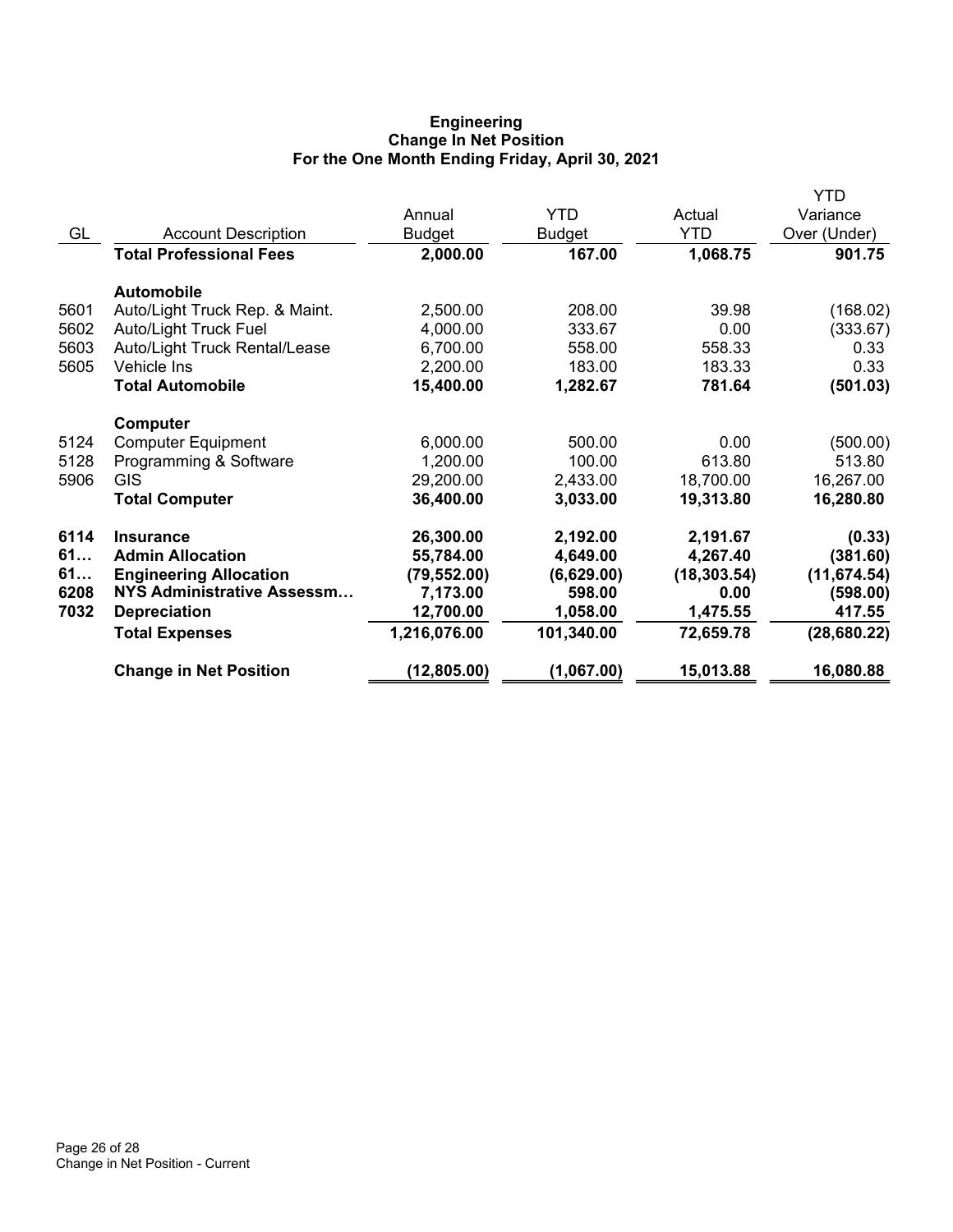**Engineering**
**Change In Net Position**
**For the One Month Ending Friday, April 30, 2021**

| GL | Account Description | Annual Budget | YTD Budget | Actual YTD | YTD Variance Over (Under) |
|---|---|---|---|---|---|
| | **Total Professional Fees** | **2,000.00** | **167.00** | **1,068.75** | **901.75** |
| | **Automobile** | | | | |
| 5601 | Auto/Light Truck Rep. & Maint. | 2,500.00 | 208.00 | 39.98 | (168.02) |
| 5602 | Auto/Light Truck Fuel | 4,000.00 | 333.67 | 0.00 | (333.67) |
| 5603 | Auto/Light Truck Rental/Lease | 6,700.00 | 558.00 | 558.33 | 0.33 |
| 5605 | Vehicle Ins | 2,200.00 | 183.00 | 183.33 | 0.33 |
| | **Total Automobile** | **15,400.00** | **1,282.67** | **781.64** | **(501.03)** |
| | **Computer** | | | | |
| 5124 | Computer Equipment | 6,000.00 | 500.00 | 0.00 | (500.00) |
| 5128 | Programming & Software | 1,200.00 | 100.00 | 613.80 | 513.80 |
| 5906 | GIS | 29,200.00 | 2,433.00 | 18,700.00 | 16,267.00 |
| | **Total Computer** | **36,400.00** | **3,033.00** | **19,313.80** | **16,280.80** |
| **6114** | **Insurance** | **26,300.00** | **2,192.00** | **2,191.67** | **(0.33)** |
| **61…** | **Admin Allocation** | **55,784.00** | **4,649.00** | **4,267.40** | **(381.60)** |
| **61…** | **Engineering Allocation** | **(79,552.00)** | **(6,629.00)** | **(18,303.54)** | **(11,674.54)** |
| **6208** | **NYS Administrative Assessm…** | **7,173.00** | **598.00** | **0.00** | **(598.00)** |
| **7032** | **Depreciation** | **12,700.00** | **1,058.00** | **1,475.55** | **417.55** |
| | **Total Expenses** | **1,216,076.00** | **101,340.00** | **72,659.78** | **(28,680.22)** |
| | **Change in Net Position** | **(12,805.00)** | **(1,067.00)** | **15,013.88** | **16,080.88** |

Change in Net Position - Current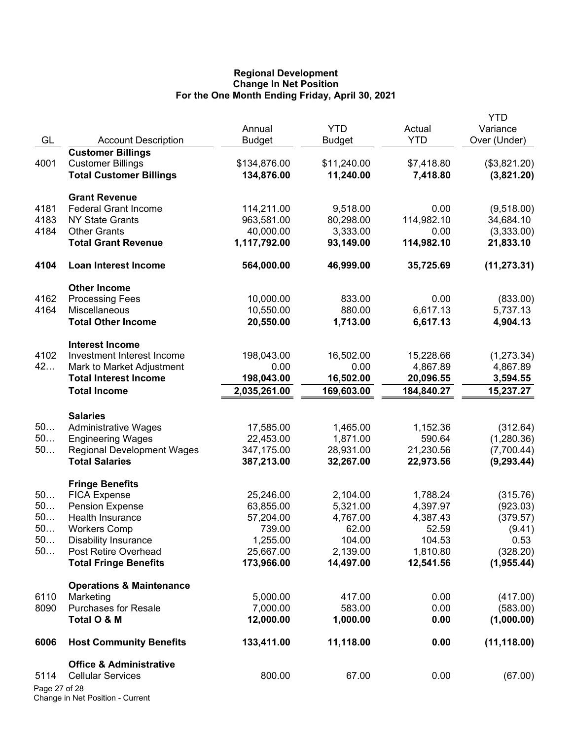**Regional Development**
**Change In Net Position**
**For the One Month Ending Friday, April 30, 2021**

| GL | Account Description | Annual Budget | YTD Budget | Actual YTD | YTD Variance Over (Under) |
|---|---|---|---|---|---|
| | **Customer Billings** | | | | |
| 4001 | Customer Billings | $134,876.00 | $11,240.00 | $7,418.80 | ($3,821.20) |
| | **Total Customer Billings** | **134,876.00** | **11,240.00** | **7,418.80** | **(3,821.20)** |
| | **Grant Revenue** | | | | |
| 4181 | Federal Grant Income | 114,211.00 | 9,518.00 | 0.00 | (9,518.00) |
| 4183 | NY State Grants | 963,581.00 | 80,298.00 | 114,982.10 | 34,684.10 |
| 4184 | Other Grants | 40,000.00 | 3,333.00 | 0.00 | (3,333.00) |
| | **Total Grant Revenue** | **1,117,792.00** | **93,149.00** | **114,982.10** | **21,833.10** |
| **4104** | **Loan Interest Income** | **564,000.00** | **46,999.00** | **35,725.69** | **(11,273.31)** |
| | **Other Income** | | | | |
| 4162 | Processing Fees | 10,000.00 | 833.00 | 0.00 | (833.00) |
| 4164 | Miscellaneous | 10,550.00 | 880.00 | 6,617.13 | 5,737.13 |
| | **Total Other Income** | **20,550.00** | **1,713.00** | **6,617.13** | **4,904.13** |
| | **Interest Income** | | | | |
| 4102 | Investment Interest Income | 198,043.00 | 16,502.00 | 15,228.66 | (1,273.34) |
| 42… | Mark to Market Adjustment | 0.00 | 0.00 | 4,867.89 | 4,867.89 |
| | **Total Interest Income** | **198,043.00** | **16,502.00** | **20,096.55** | **3,594.55** |
| | **Total Income** | **2,035,261.00** | **169,603.00** | **184,840.27** | **15,237.27** |
| | **Salaries** | | | | |
| 50… | Administrative Wages | 17,585.00 | 1,465.00 | 1,152.36 | (312.64) |
| 50… | Engineering Wages | 22,453.00 | 1,871.00 | 590.64 | (1,280.36) |
| 50… | Regional Development Wages | 347,175.00 | 28,931.00 | 21,230.56 | (7,700.44) |
| | **Total Salaries** | **387,213.00** | **32,267.00** | **22,973.56** | **(9,293.44)** |
| | **Fringe Benefits** | | | | |
| 50… | FICA Expense | 25,246.00 | 2,104.00 | 1,788.24 | (315.76) |
| 50… | Pension Expense | 63,855.00 | 5,321.00 | 4,397.97 | (923.03) |
| 50… | Health Insurance | 57,204.00 | 4,767.00 | 4,387.43 | (379.57) |
| 50… | Workers Comp | 739.00 | 62.00 | 52.59 | (9.41) |
| 50… | Disability Insurance | 1,255.00 | 104.00 | 104.53 | 0.53 |
| 50… | Post Retire Overhead | 25,667.00 | 2,139.00 | 1,810.80 | (328.20) |
| | **Total Fringe Benefits** | **173,966.00** | **14,497.00** | **12,541.56** | **(1,955.44)** |
| | **Operations & Maintenance** | | | | |
| 6110 | Marketing | 5,000.00 | 417.00 | 0.00 | (417.00) |
| 8090 | Purchases for Resale | 7,000.00 | 583.00 | 0.00 | (583.00) |
| | **Total O & M** | **12,000.00** | **1,000.00** | **0.00** | **(1,000.00)** |
| **6006** | **Host Community Benefits** | **133,411.00** | **11,118.00** | **0.00** | **(11,118.00)** |
| | **Office & Administrative** | | | | |
| 5114 | Cellular Services | 800.00 | 67.00 | 0.00 | (67.00) |

Change in Net Position - Current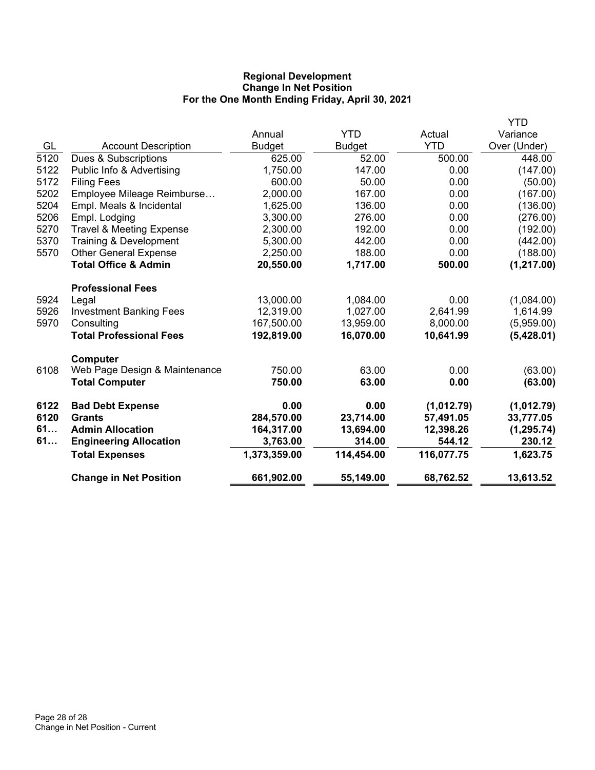**Regional Development**
**Change In Net Position**
**For the One Month Ending Friday, April 30, 2021**

| GL | Account Description | Annual Budget | YTD Budget | Actual YTD | YTD Variance Over (Under) |
|---|---|---|---|---|---|
| 5120 | Dues & Subscriptions | 625.00 | 52.00 | 500.00 | 448.00 |
| 5122 | Public Info & Advertising | 1,750.00 | 147.00 | 0.00 | (147.00) |
| 5172 | Filing Fees | 600.00 | 50.00 | 0.00 | (50.00) |
| 5202 | Employee Mileage Reimburse… | 2,000.00 | 167.00 | 0.00 | (167.00) |
| 5204 | Empl. Meals & Incidental | 1,625.00 | 136.00 | 0.00 | (136.00) |
| 5206 | Empl. Lodging | 3,300.00 | 276.00 | 0.00 | (276.00) |
| 5270 | Travel & Meeting Expense | 2,300.00 | 192.00 | 0.00 | (192.00) |
| 5370 | Training & Development | 5,300.00 | 442.00 | 0.00 | (442.00) |
| 5570 | Other General Expense | 2,250.00 | 188.00 | 0.00 | (188.00) |
| | **Total Office & Admin** | **20,550.00** | **1,717.00** | **500.00** | **(1,217.00)** |
| | **Professional Fees** | | | | |
| 5924 | Legal | 13,000.00 | 1,084.00 | 0.00 | (1,084.00) |
| 5926 | Investment Banking Fees | 12,319.00 | 1,027.00 | 2,641.99 | 1,614.99 |
| 5970 | Consulting | 167,500.00 | 13,959.00 | 8,000.00 | (5,959.00) |
| | **Total Professional Fees** | **192,819.00** | **16,070.00** | **10,641.99** | **(5,428.01)** |
| | **Computer** | | | | |
| 6108 | Web Page Design & Maintenance | 750.00 | 63.00 | 0.00 | (63.00) |
| | **Total Computer** | **750.00** | **63.00** | **0.00** | **(63.00)** |
| **6122** | **Bad Debt Expense** | **0.00** | **0.00** | **(1,012.79)** | **(1,012.79)** |
| **6120** | **Grants** | **284,570.00** | **23,714.00** | **57,491.05** | **33,777.05** |
| **61…** | **Admin Allocation** | **164,317.00** | **13,694.00** | **12,398.26** | **(1,295.74)** |
| **61…** | **Engineering Allocation** | **3,763.00** | **314.00** | **544.12** | **230.12** |
| | **Total Expenses** | **1,373,359.00** | **114,454.00** | **116,077.75** | **1,623.75** |
| | **Change in Net Position** | **661,902.00** | **55,149.00** | **68,762.52** | **13,613.52** |

Change in Net Position - Current